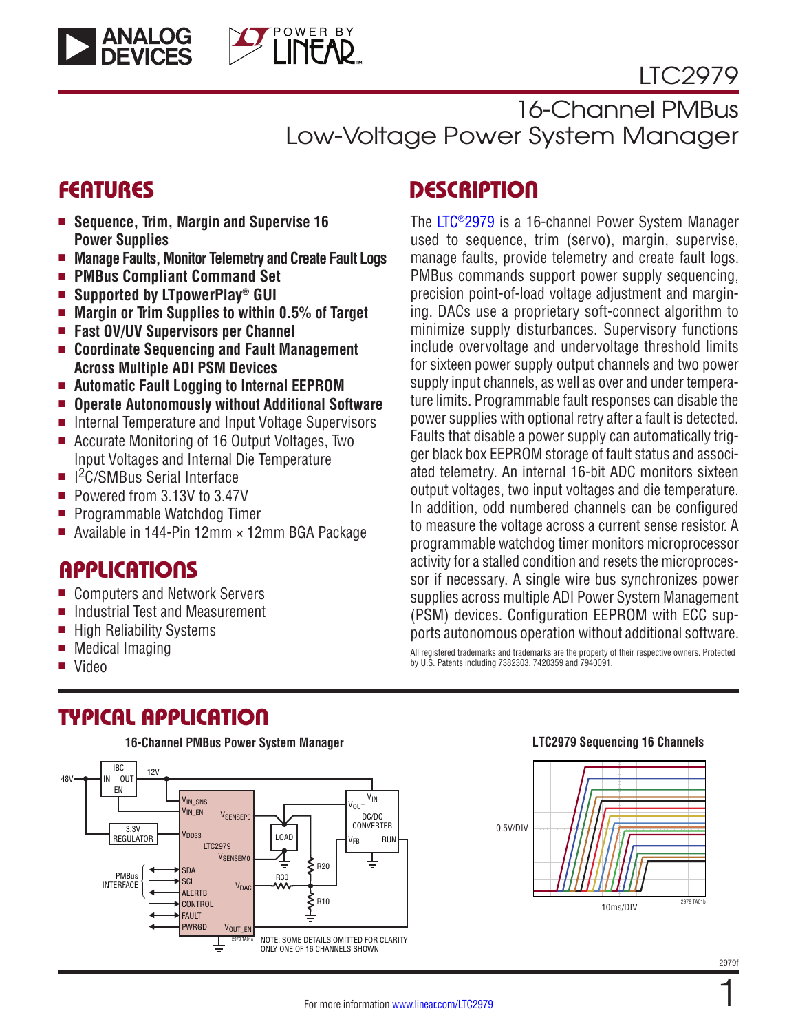# LTC2979

## 16-Channel PMBus Low-Voltage Power System Manager

## FEATURES

- **Sequence, Trim, Margin and Supervise 16 Power Supplies**
- **Manage Faults, Monitor Telemetry and Create Fault Logs**
- **PMBus Compliant Command Set**
- **Supported by LTpowerPlay® GUI**
- **Margin or Trim Supplies to within 0.5% of Target**
- **Fast OV/UV Supervisors per Channel**
- **Coordinate Sequencing and Fault Management Across Multiple ADI PSM Devices**
- **Automatic Fault Logging to Internal EEPROM**
- **Operate Autonomously without Additional Software**
- Internal Temperature and Input Voltage Supervisors
- Accurate Monitoring of 16 Output Voltages, Two Input Voltages and Internal Die Temperature
- I²C/SMBus Serial Interface
- Powered from 3.13V to 3.47V
- Programmable Watchdog Timer
- Available in 144-Pin 12mm × 12mm BGA Package

## APPLICATIONS

- Computers and Network Servers
- Industrial Test and Measurement
- High Reliability Systems
- Medical Imaging
- Video

## DESCRIPTION

The LTC®2979 is a 16-channel Power System Manager used to sequence, trim (servo), margin, supervise, manage faults, provide telemetry and create fault logs. PMBus commands support power supply sequencing, precision point-of-load voltage adjustment and margining. DACs use a proprietary soft-connect algorithm to minimize supply disturbances. Supervisory functions include overvoltage and undervoltage threshold limits for sixteen power supply output channels and two power supply input channels, as well as over and under temperature limits. Programmable fault responses can disable the power supplies with optional retry after a fault is detected. Faults that disable a power supply can automatically trigger black box EEPROM storage of fault status and associated telemetry. An internal 16-bit ADC monitors sixteen output voltages, two input voltages and die temperature. In addition, odd numbered channels can be configured to measure the voltage across a current sense resistor. A programmable watchdog timer monitors microprocessor activity for a stalled condition and resets the microprocessor if necessary. A single wire bus synchronizes power supplies across multiple ADI Power System Management (PSM) devices. Configuration EEPROM with ECC supports autonomous operation without additional software.

All registered trademarks and trademarks are the property of their respective owners. Protected by U.S. Patents including 7382303, 7420359 and 7940091.

## TYPICAL APPLICATION

**16-Channel PMBus Power System Manager**

NOTE: SOME DETAILS OMITTED FOR CLARITY
ONLY ONE OF 16 CHANNELS SHOWN

**LTC2979 Sequencing 16 Channels**

For more information www.linear.com/LTC2979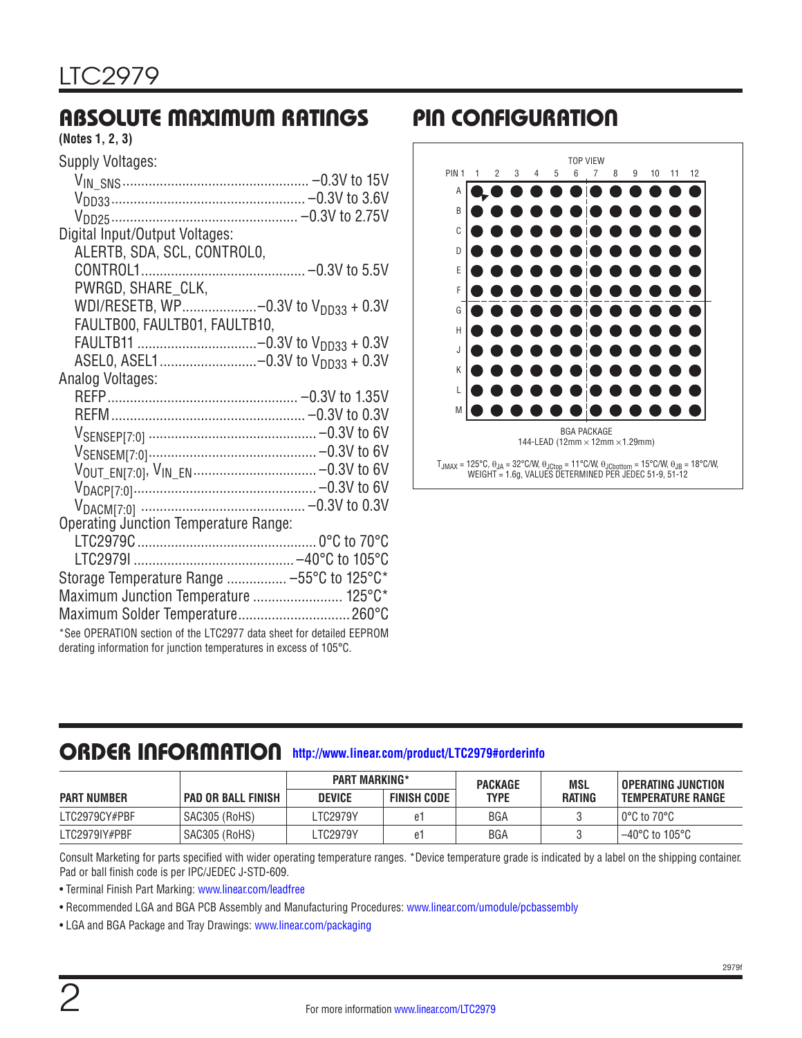## ABSOLUTE MAXIMUM RATINGS

(Notes 1, 2, 3)

Supply Voltages:
- $V_{IN\_SNS}$ .................. –0.3V to 15V
- $V_{DD33}$ .................. –0.3V to 3.6V
- $V_{DD25}$ .................. –0.3V to 2.75V

Digital Input/Output Voltages:
- ALERTB, SDA, SCL, CONTROL0, CONTROL1 .................. –0.3V to 5.5V
- PWRGD, SHARE_CLK, WDI/RESETB, WP .................. –0.3V to $V_{DD33}$ + 0.3V
- FAULTB00, FAULTB01, FAULTB10, FAULTB11 .................. –0.3V to $V_{DD33}$ + 0.3V
- ASEL0, ASEL1 .................. –0.3V to $V_{DD33}$ + 0.3V

Analog Voltages:
- REFP .................. –0.3V to 1.35V
- REFM .................. –0.3V to 0.3V
- $V_{SENSEP[7:0]}$ .................. –0.3V to 6V
- $V_{SENSEM[7:0]}$ .................. –0.3V to 6V
- $V_{OUT\_EN[7:0]}$, $V_{IN\_EN}$ .................. –0.3V to 6V
- $V_{DACP[7:0]}$ .................. –0.3V to 6V
- $V_{DACM[7:0]}$ .................. –0.3V to 0.3V

Operating Junction Temperature Range:
- LTC2979C .................. 0°C to 70°C
- LTC2979I .................. –40°C to 105°C

Storage Temperature Range .................. –55°C to 125°C*

Maximum Junction Temperature .................. 125°C*

Maximum Solder Temperature .................. 260°C

*See OPERATION section of the LTC2977 data sheet for detailed EEPROM derating information for junction temperatures in excess of 105°C.

## PIN CONFIGURATION

TOP VIEW

PIN 1; columns 1–12; rows A–M

BGA PACKAGE
144-LEAD (12mm × 12mm × 1.29mm)

$T_{JMAX}$ = 125°C, $\theta_{JA}$ = 32°C/W, $\theta_{JCtop}$ = 11°C/W, $\theta_{JCbottom}$ = 15°C/W, $\theta_{JB}$ = 18°C/W, WEIGHT = 1.6g, VALUES DETERMINED PER JEDEC 51-9, 51-12

## ORDER INFORMATION http://www.linear.com/product/LTC2979#orderinfo

| PART NUMBER | PAD OR BALL FINISH | PART MARKING* | | PACKAGE TYPE | MSL RATING | OPERATING JUNCTION TEMPERATURE RANGE |
|---|---|---|---|---|---|---|
| | | DEVICE | FINISH CODE | | | |
| LTC2979CY#PBF | SAC305 (RoHS) | LTC2979Y | e1 | BGA | 3 | 0°C to 70°C |
| LTC2979IY#PBF | SAC305 (RoHS) | LTC2979Y | e1 | BGA | 3 | –40°C to 105°C |

Consult Marketing for parts specified with wider operating temperature ranges. *Device temperature grade is indicated by a label on the shipping container. Pad or ball finish code is per IPC/JEDEC J-STD-609.

- Terminal Finish Part Marking: www.linear.com/leadfree
- Recommended LGA and BGA PCB Assembly and Manufacturing Procedures: www.linear.com/umodule/pcbassembly
- LGA and BGA Package and Tray Drawings: www.linear.com/packaging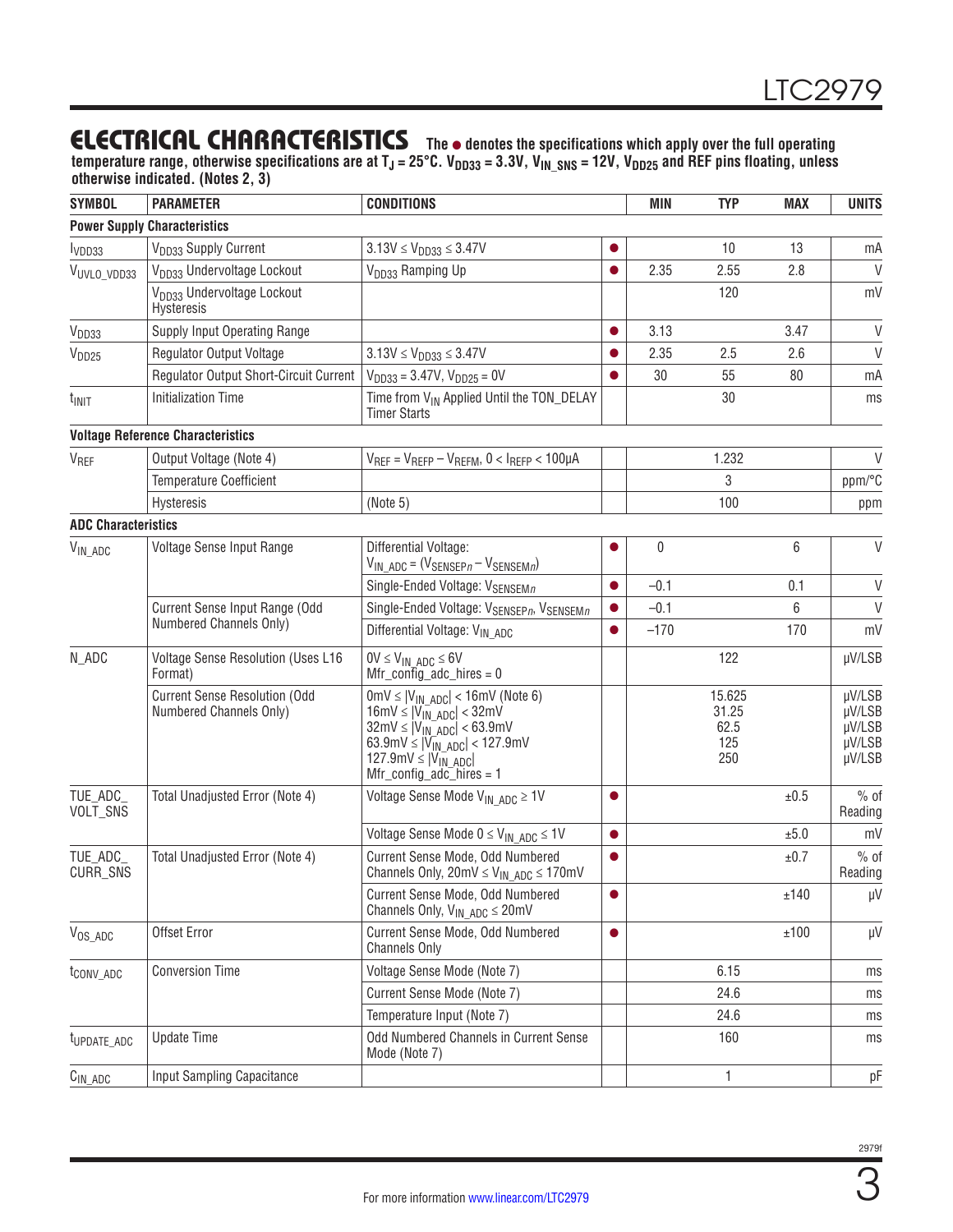## ELECTRICAL CHARACTERISTICS

**The ● denotes the specifications which apply over the full operating temperature range, otherwise specifications are at $T_J$ = 25°C. $V_{DD33}$ = 3.3V, $V_{IN\_SNS}$ = 12V, $V_{DD25}$ and REF pins floating, unless otherwise indicated. (Notes 2, 3)**

| SYMBOL | PARAMETER | CONDITIONS | | MIN | TYP | MAX | UNITS |
|---|---|---|---|---|---|---|---|
| **Power Supply Characteristics** | | | | | | | |
| $I_{VDD33}$ | $V_{DD33}$ Supply Current | $3.13V \le V_{DD33} \le 3.47V$ | ● | | 10 | 13 | mA |
| $V_{UVLO\_VDD33}$ | $V_{DD33}$ Undervoltage Lockout | $V_{DD33}$ Ramping Up | ● | 2.35 | 2.55 | 2.8 | V |
| | $V_{DD33}$ Undervoltage Lockout Hysteresis | | | | 120 | | mV |
| $V_{DD33}$ | Supply Input Operating Range | | ● | 3.13 | | 3.47 | V |
| $V_{DD25}$ | Regulator Output Voltage | $3.13V \le V_{DD33} \le 3.47V$ | ● | 2.35 | 2.5 | 2.6 | V |
| | Regulator Output Short-Circuit Current | $V_{DD33}$ = 3.47V, $V_{DD25}$ = 0V | ● | 30 | 55 | 80 | mA |
| $t_{INIT}$ | Initialization Time | Time from $V_{IN}$ Applied Until the TON_DELAY Timer Starts | | | 30 | | ms |
| **Voltage Reference Characteristics** | | | | | | | |
| $V_{REF}$ | Output Voltage (Note 4) | $V_{REF} = V_{REFP} – V_{REFM}$, $0 < I_{REFP} < 100µA$ | | | 1.232 | | V |
| | Temperature Coefficient | | | | 3 | | ppm/°C |
| | Hysteresis | (Note 5) | | | 100 | | ppm |
| **ADC Characteristics** | | | | | | | |
| $V_{IN\_ADC}$ | Voltage Sense Input Range | Differential Voltage: $V_{IN\_ADC} = (V_{SENSEPn} – V_{SENSEMn})$ | ● | 0 | | 6 | V |
| | | Single-Ended Voltage: $V_{SENSEMn}$ | ● | –0.1 | | 0.1 | V |
| | Current Sense Input Range (Odd Numbered Channels Only) | Single-Ended Voltage: $V_{SENSEPn}$, $V_{SENSEMn}$ | ● | –0.1 | | 6 | V |
| | | Differential Voltage: $V_{IN\_ADC}$ | ● | –170 | | 170 | mV |
| N_ADC | Voltage Sense Resolution (Uses L16 Format) | $0V \le V_{IN\_ADC} \le 6V$<br>Mfr_config_adc_hires = 0 | | | 122 | | µV/LSB |
| | Current Sense Resolution (Odd Numbered Channels Only) | $0mV \le \lvert V_{IN\_ADC}\rvert < 16mV$ (Note 6)<br>$16mV \le \lvert V_{IN\_ADC}\rvert < 32mV$<br>$32mV \le \lvert V_{IN\_ADC}\rvert < 63.9mV$<br>$63.9mV \le \lvert V_{IN\_ADC}\rvert < 127.9mV$<br>$127.9mV \le \lvert V_{IN\_ADC}\rvert$<br>Mfr_config_adc_hires = 1 | | | 15.625<br>31.25<br>62.5<br>125<br>250 | | µV/LSB<br>µV/LSB<br>µV/LSB<br>µV/LSB<br>µV/LSB |
| TUE_ADC_VOLT_SNS | Total Unadjusted Error (Note 4) | Voltage Sense Mode $V_{IN\_ADC} \ge 1V$ | ● | | | ±0.5 | % of Reading |
| | | Voltage Sense Mode $0 \le V_{IN\_ADC} \le 1V$ | ● | | | ±5.0 | mV |
| TUE_ADC_CURR_SNS | Total Unadjusted Error (Note 4) | Current Sense Mode, Odd Numbered Channels Only, $20mV \le V_{IN\_ADC} \le 170mV$ | ● | | | ±0.7 | % of Reading |
| | | Current Sense Mode, Odd Numbered Channels Only, $V_{IN\_ADC} \le 20mV$ | ● | | | ±140 | µV |
| $V_{OS\_ADC}$ | Offset Error | Current Sense Mode, Odd Numbered Channels Only | ● | | | ±100 | µV |
| $t_{CONV\_ADC}$ | Conversion Time | Voltage Sense Mode (Note 7) | | | 6.15 | | ms |
| | | Current Sense Mode (Note 7) | | | 24.6 | | ms |
| | | Temperature Input (Note 7) | | | 24.6 | | ms |
| $t_{UPDATE\_ADC}$ | Update Time | Odd Numbered Channels in Current Sense Mode (Note 7) | | | 160 | | ms |
| $C_{IN\_ADC}$ | Input Sampling Capacitance | | | | 1 | | pF |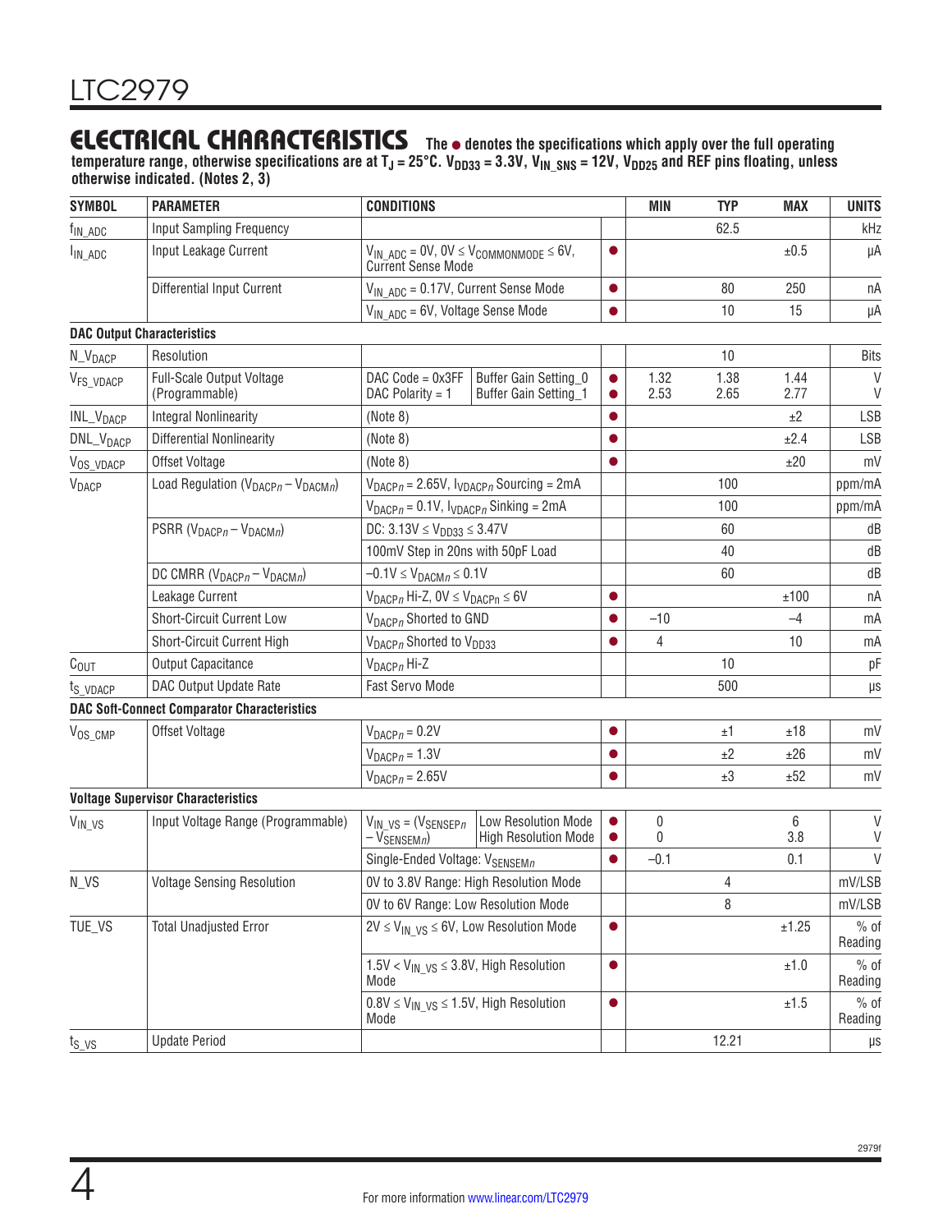## ELECTRICAL CHARACTERISTICS

**The ● denotes the specifications which apply over the full operating temperature range, otherwise specifications are at $T_J = 25°C$. $V_{DD33} = 3.3V$, $V_{IN\_SNS} = 12V$, $V_{DD25}$ and REF pins floating, unless otherwise indicated. (Notes 2, 3)**

| SYMBOL | PARAMETER | CONDITIONS | | | MIN | TYP | MAX | UNITS |
|---|---|---|---|---|---|---|---|---|
| $f_{IN\_ADC}$ | Input Sampling Frequency | | | | | 62.5 | | kHz |
| $I_{IN\_ADC}$ | Input Leakage Current | $V_{IN\_ADC} = 0V$, $0V \le V_{COMMONMODE} \le 6V$, Current Sense Mode | | ● | | | ±0.5 | µA |
| | Differential Input Current | $V_{IN\_ADC} = 0.17V$, Current Sense Mode | | ● | | 80 | 250 | nA |
| | | $V_{IN\_ADC} = 6V$, Voltage Sense Mode | | ● | | 10 | 15 | µA |
| **DAC Output Characteristics** | | | | | | | | |
| $N\_V_{DACP}$ | Resolution | | | | | 10 | | Bits |
| $V_{FS\_VDACP}$ | Full-Scale Output Voltage (Programmable) | DAC Code = 0x3FF DAC Polarity = 1 | Buffer Gain Setting_0 | ● | 1.32 | 1.38 | 1.44 | V |
| | | | Buffer Gain Setting_1 | ● | 2.53 | 2.65 | 2.77 | V |
| $INL\_V_{DACP}$ | Integral Nonlinearity | (Note 8) | | ● | | | ±2 | LSB |
| $DNL\_V_{DACP}$ | Differential Nonlinearity | (Note 8) | | ● | | | ±2.4 | LSB |
| $V_{OS\_VDACP}$ | Offset Voltage | (Note 8) | | ● | | | ±20 | mV |
| $V_{DACP}$ | Load Regulation ($V_{DACPn} – V_{DACMn}$) | $V_{DACPn} = 2.65V$, $I_{VDACPn}$ Sourcing = 2mA | | | | 100 | | ppm/mA |
| | | $V_{DACPn} = 0.1V$, $I_{VDACPn}$ Sinking = 2mA | | | | 100 | | ppm/mA |
| | PSRR ($V_{DACPn} – V_{DACMn}$) | DC: $3.13V \le V_{DD33} \le 3.47V$ | | | | 60 | | dB |
| | | 100mV Step in 20ns with 50pF Load | | | | 40 | | dB |
| | DC CMRR ($V_{DACPn} – V_{DACMn}$) | $–0.1V \le V_{DACMn} \le 0.1V$ | | | | 60 | | dB |
| | Leakage Current | $V_{DACPn}$ Hi-Z, $0V \le V_{DACPn} \le 6V$ | | ● | | | ±100 | nA |
| | Short-Circuit Current Low | $V_{DACPn}$ Shorted to GND | | ● | –10 | | –4 | mA |
| | Short-Circuit Current High | $V_{DACPn}$ Shorted to $V_{DD33}$ | | ● | 4 | | 10 | mA |
| $C_{OUT}$ | Output Capacitance | $V_{DACPn}$ Hi-Z | | | | 10 | | pF |
| $t_{S\_VDACP}$ | DAC Output Update Rate | Fast Servo Mode | | | | 500 | | µs |
| **DAC Soft-Connect Comparator Characteristics** | | | | | | | | |
| $V_{OS\_CMP}$ | Offset Voltage | $V_{DACPn} = 0.2V$ | | ● | | ±1 | ±18 | mV |
| | | $V_{DACPn} = 1.3V$ | | ● | | ±2 | ±26 | mV |
| | | $V_{DACPn} = 2.65V$ | | ● | | ±3 | ±52 | mV |
| **Voltage Supervisor Characteristics** | | | | | | | | |
| $V_{IN\_VS}$ | Input Voltage Range (Programmable) | $V_{IN\_VS} = (V_{SENSEPn} – V_{SENSEMn})$ | Low Resolution Mode | ● | 0 | | 6 | V |
| | | | High Resolution Mode | ● | 0 | | 3.8 | V |
| | | Single-Ended Voltage: $V_{SENSEMn}$ | | ● | –0.1 | | 0.1 | V |
| N_VS | Voltage Sensing Resolution | 0V to 3.8V Range: High Resolution Mode | | | | 4 | | mV/LSB |
| | | 0V to 6V Range: Low Resolution Mode | | | | 8 | | mV/LSB |
| TUE_VS | Total Unadjusted Error | $2V \le V_{IN\_VS} \le 6V$, Low Resolution Mode | | ● | | | ±1.25 | % of Reading |
| | | $1.5V < V_{IN\_VS} \le 3.8V$, High Resolution Mode | | ● | | | ±1.0 | % of Reading |
| | | $0.8V \le V_{IN\_VS} \le 1.5V$, High Resolution Mode | | ● | | | ±1.5 | % of Reading |
| $t_{S\_VS}$ | Update Period | | | | | 12.21 | | µs |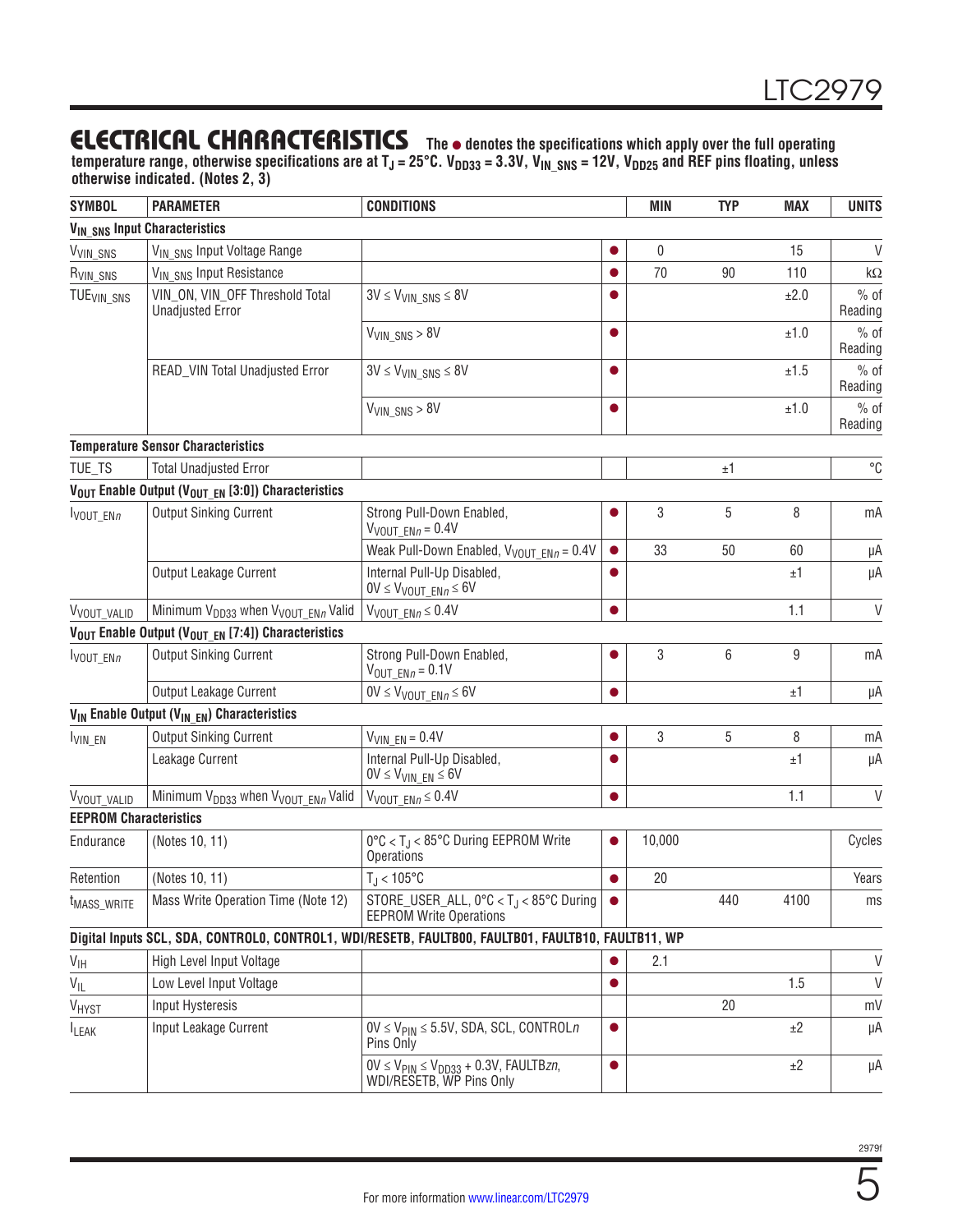## ELECTRICAL CHARACTERISTICS

**The ● denotes the specifications which apply over the full operating temperature range, otherwise specifications are at $T_J$ = 25°C. $V_{DD33}$ = 3.3V, $V_{IN\_SNS}$ = 12V, $V_{DD25}$ and REF pins floating, unless otherwise indicated. (Notes 2, 3)**

| SYMBOL | PARAMETER | CONDITIONS | | MIN | TYP | MAX | UNITS |
|---|---|---|---|---|---|---|---|
| **$V_{IN\_SNS}$ Input Characteristics** | | | | | | | |
| $V_{VIN\_SNS}$ | $V_{IN\_SNS}$ Input Voltage Range | | ● | 0 | | 15 | V |
| $R_{VIN\_SNS}$ | $V_{IN\_SNS}$ Input Resistance | | ● | 70 | 90 | 110 | kΩ |
| $TUE_{VIN\_SNS}$ | VIN_ON, VIN_OFF Threshold Total Unadjusted Error | 3V ≤ $V_{VIN\_SNS}$ ≤ 8V | ● | | | ±2.0 | % of Reading |
| | | $V_{VIN\_SNS}$ > 8V | ● | | | ±1.0 | % of Reading |
| | READ_VIN Total Unadjusted Error | 3V ≤ $V_{VIN\_SNS}$ ≤ 8V | ● | | | ±1.5 | % of Reading |
| | | $V_{VIN\_SNS}$ > 8V | ● | | | ±1.0 | % of Reading |
| **Temperature Sensor Characteristics** | | | | | | | |
| TUE_TS | Total Unadjusted Error | | | | ±1 | | °C |
| **$V_{OUT}$ Enable Output ($V_{OUT\_EN}$ [3:0]) Characteristics** | | | | | | | |
| $I_{VOUT\_ENn}$ | Output Sinking Current | Strong Pull-Down Enabled, $V_{VOUT\_ENn}$ = 0.4V | ● | 3 | 5 | 8 | mA |
| | | Weak Pull-Down Enabled, $V_{VOUT\_ENn}$ = 0.4V | ● | 33 | 50 | 60 | µA |
| | Output Leakage Current | Internal Pull-Up Disabled, 0V ≤ $V_{VOUT\_ENn}$ ≤ 6V | ● | | | ±1 | µA |
| $V_{VOUT\_VALID}$ | Minimum $V_{DD33}$ when $V_{VOUT\_ENn}$ Valid | $V_{VOUT\_ENn}$ ≤ 0.4V | ● | | | 1.1 | V |
| **$V_{OUT}$ Enable Output ($V_{OUT\_EN}$ [7:4]) Characteristics** | | | | | | | |
| $I_{VOUT\_ENn}$ | Output Sinking Current | Strong Pull-Down Enabled, $V_{OUT\_ENn}$ = 0.1V | ● | 3 | 6 | 9 | mA |
| | Output Leakage Current | 0V ≤ $V_{VOUT\_ENn}$ ≤ 6V | ● | | | ±1 | µA |
| **$V_{IN}$ Enable Output ($V_{IN\_EN}$) Characteristics** | | | | | | | |
| $I_{VIN\_EN}$ | Output Sinking Current | $V_{VIN\_EN}$ = 0.4V | ● | 3 | 5 | 8 | mA |
| | Leakage Current | Internal Pull-Up Disabled, 0V ≤ $V_{VIN\_EN}$ ≤ 6V | ● | | | ±1 | µA |
| $V_{VOUT\_VALID}$ | Minimum $V_{DD33}$ when $V_{VOUT\_ENn}$ Valid | $V_{VOUT\_ENn}$ ≤ 0.4V | ● | | | 1.1 | V |
| **EEPROM Characteristics** | | | | | | | |
| Endurance | (Notes 10, 11) | 0°C < $T_J$ < 85°C During EEPROM Write Operations | ● | 10,000 | | | Cycles |
| Retention | (Notes 10, 11) | $T_J$ < 105°C | ● | 20 | | | Years |
| $t_{MASS\_WRITE}$ | Mass Write Operation Time (Note 12) | STORE_USER_ALL, 0°C < $T_J$ < 85°C During EEPROM Write Operations | ● | | 440 | 4100 | ms |
| **Digital Inputs SCL, SDA, CONTROL0, CONTROL1, WDI/RESETB, FAULTB00, FAULTB01, FAULTB10, FAULTB11, WP** | | | | | | | |
| $V_{IH}$ | High Level Input Voltage | | ● | 2.1 | | | V |
| $V_{IL}$ | Low Level Input Voltage | | ● | | | 1.5 | V |
| $V_{HYST}$ | Input Hysteresis | | | | 20 | | mV |
| $I_{LEAK}$ | Input Leakage Current | 0V ≤ $V_{PIN}$ ≤ 5.5V, SDA, SCL, CONTROL*n* Pins Only | ● | | | ±2 | µA |
| | | 0V ≤ $V_{PIN}$ ≤ $V_{DD33}$ + 0.3V, FAULTB*zn*, WDI/RESETB, WP Pins Only | ● | | | ±2 | µA |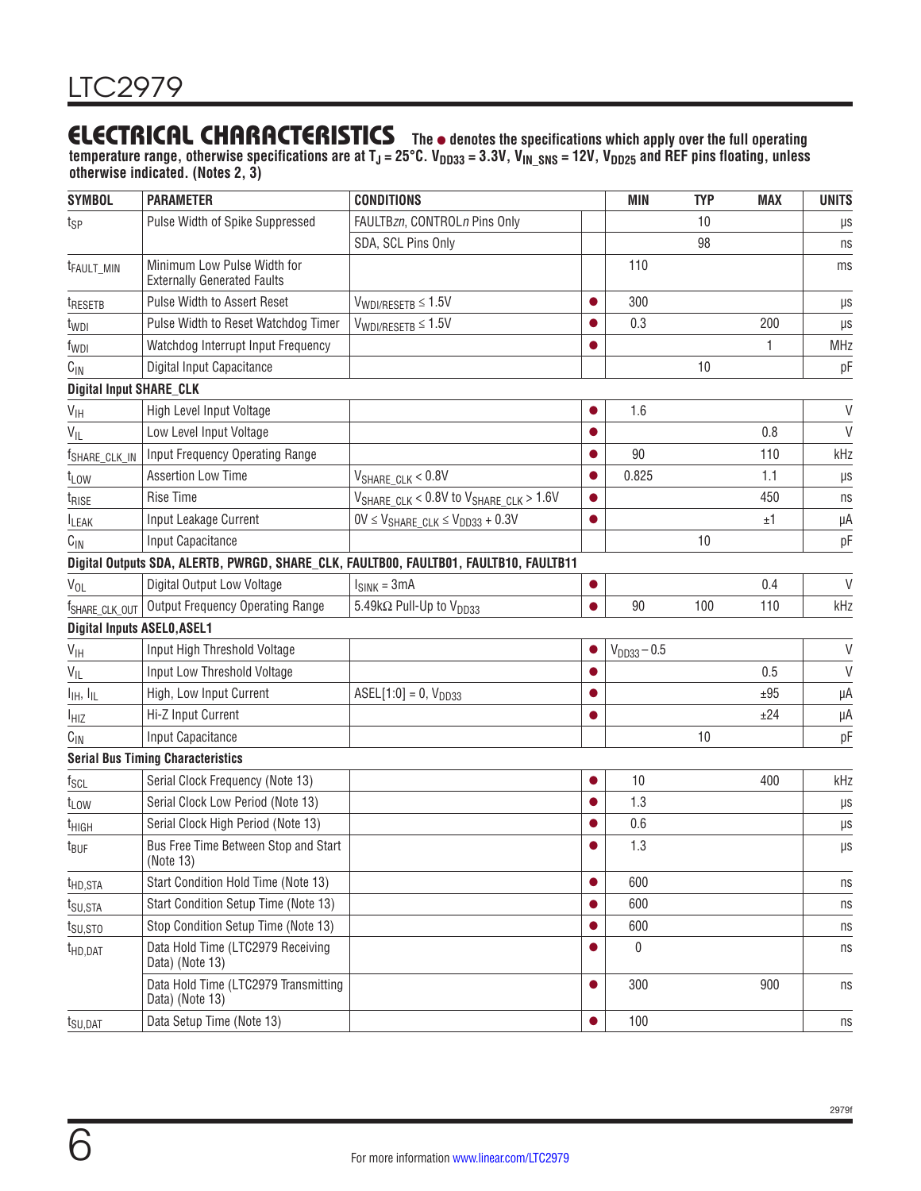## ELECTRICAL CHARACTERISTICS

**The ● denotes the specifications which apply over the full operating temperature range, otherwise specifications are at $T_J$ = 25°C. $V_{DD33}$ = 3.3V, $V_{IN\_SNS}$ = 12V, $V_{DD25}$ and REF pins floating, unless otherwise indicated. (Notes 2, 3)**

| SYMBOL | PARAMETER | CONDITIONS | | MIN | TYP | MAX | UNITS |
|---|---|---|---|---|---|---|---|
| $t_{SP}$ | Pulse Width of Spike Suppressed | FAULTB*zn*, CONTROL*n* Pins Only | | | 10 | | µs |
| | | SDA, SCL Pins Only | | | 98 | | ns |
| $t_{FAULT\_MIN}$ | Minimum Low Pulse Width for Externally Generated Faults | | | 110 | | | ms |
| $t_{RESETB}$ | Pulse Width to Assert Reset | $V_{WDI/RESETB}$ ≤ 1.5V | ● | 300 | | | µs |
| $t_{WDI}$ | Pulse Width to Reset Watchdog Timer | $V_{WDI/RESETB}$ ≤ 1.5V | ● | 0.3 | | 200 | µs |
| $f_{WDI}$ | Watchdog Interrupt Input Frequency | | ● | | | 1 | MHz |
| $C_{IN}$ | Digital Input Capacitance | | | | 10 | | pF |
| **Digital Input SHARE_CLK** | | | | | | | |
| $V_{IH}$ | High Level Input Voltage | | ● | 1.6 | | | V |
| $V_{IL}$ | Low Level Input Voltage | | ● | | | 0.8 | V |
| $f_{SHARE\_CLK\_IN}$ | Input Frequency Operating Range | | ● | 90 | | 110 | kHz |
| $t_{LOW}$ | Assertion Low Time | $V_{SHARE\_CLK}$ < 0.8V | ● | 0.825 | | 1.1 | µs |
| $t_{RISE}$ | Rise Time | $V_{SHARE\_CLK}$ < 0.8V to $V_{SHARE\_CLK}$ > 1.6V | ● | | | 450 | ns |
| $I_{LEAK}$ | Input Leakage Current | 0V ≤ $V_{SHARE\_CLK}$ ≤ $V_{DD33}$ + 0.3V | ● | | | ±1 | µA |
| $C_{IN}$ | Input Capacitance | | | | 10 | | pF |
| **Digital Outputs SDA, ALERTB, PWRGD, SHARE_CLK, FAULTB00, FAULTB01, FAULTB10, FAULTB11** | | | | | | | |
| $V_{OL}$ | Digital Output Low Voltage | $I_{SINK}$ = 3mA | ● | | | 0.4 | V |
| $f_{SHARE\_CLK\_OUT}$ | Output Frequency Operating Range | 5.49kΩ Pull-Up to $V_{DD33}$ | ● | 90 | 100 | 110 | kHz |
| **Digital Inputs ASEL0,ASEL1** | | | | | | | |
| $V_{IH}$ | Input High Threshold Voltage | | ● | $V_{DD33}$ – 0.5 | | | V |
| $V_{IL}$ | Input Low Threshold Voltage | | ● | | | 0.5 | V |
| $I_{IH}$, $I_{IL}$ | High, Low Input Current | ASEL[1:0] = 0, $V_{DD33}$ | ● | | | ±95 | µA |
| $I_{HIZ}$ | Hi-Z Input Current | | ● | | | ±24 | µA |
| $C_{IN}$ | Input Capacitance | | | | 10 | | pF |
| **Serial Bus Timing Characteristics** | | | | | | | |
| $f_{SCL}$ | Serial Clock Frequency (Note 13) | | ● | 10 | | 400 | kHz |
| $t_{LOW}$ | Serial Clock Low Period (Note 13) | | ● | 1.3 | | | µs |
| $t_{HIGH}$ | Serial Clock High Period (Note 13) | | ● | 0.6 | | | µs |
| $t_{BUF}$ | Bus Free Time Between Stop and Start (Note 13) | | ● | 1.3 | | | µs |
| $t_{HD,STA}$ | Start Condition Hold Time (Note 13) | | ● | 600 | | | ns |
| $t_{SU,STA}$ | Start Condition Setup Time (Note 13) | | ● | 600 | | | ns |
| $t_{SU,STO}$ | Stop Condition Setup Time (Note 13) | | ● | 600 | | | ns |
| $t_{HD,DAT}$ | Data Hold Time (LTC2979 Receiving Data) (Note 13) | | ● | 0 | | | ns |
| | Data Hold Time (LTC2979 Transmitting Data) (Note 13) | | ● | 300 | | 900 | ns |
| $t_{SU,DAT}$ | Data Setup Time (Note 13) | | ● | 100 | | | ns |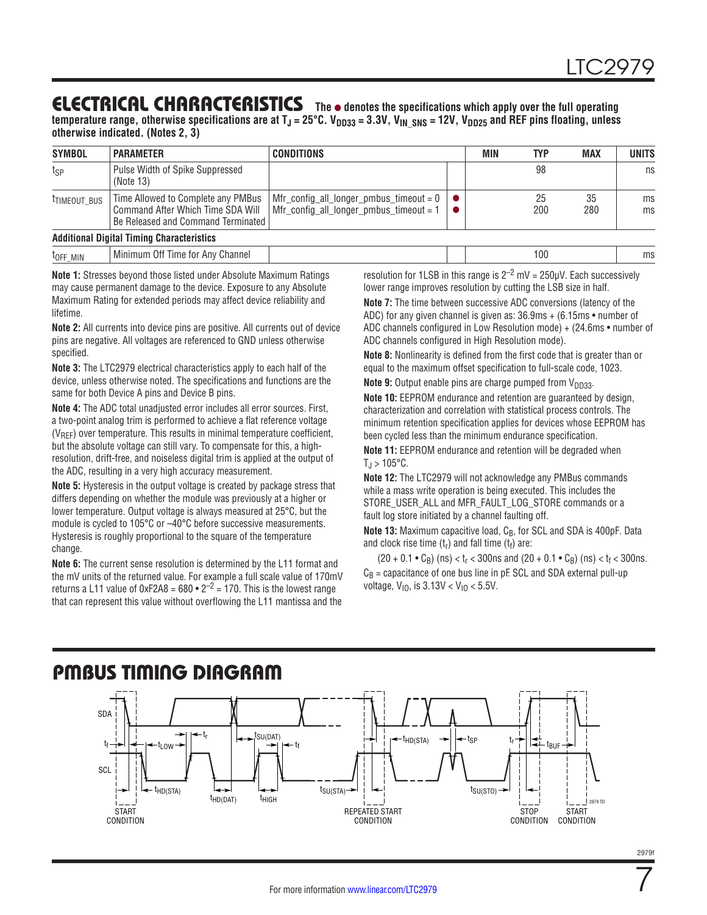## ELECTRICAL CHARACTERISTICS

**The ● denotes the specifications which apply over the full operating temperature range, otherwise specifications are at $T_J$ = 25°C. $V_{DD33}$ = 3.3V, $V_{IN\_SNS}$ = 12V, $V_{DD25}$ and REF pins floating, unless otherwise indicated. (Notes 2, 3)**

| SYMBOL | PARAMETER | CONDITIONS | | MIN | TYP | MAX | UNITS |
|---|---|---|---|---|---|---|---|
| $t_{SP}$ | Pulse Width of Spike Suppressed (Note 13) | | | | 98 | | ns |
| $t_{TIMEOUT\_BUS}$ | Time Allowed to Complete any PMBus Command After Which Time SDA Will Be Released and Command Terminated | Mfr_config_all_longer_pmbus_timeout = 0<br>Mfr_config_all_longer_pmbus_timeout = 1 | ●<br>● | | 25<br>200 | 35<br>280 | ms<br>ms |
| **Additional Digital Timing Characteristics** | | | | | | | |
| $t_{OFF\_MIN}$ | Minimum Off Time for Any Channel | | | | 100 | | ms |

**Note 1:** Stresses beyond those listed under Absolute Maximum Ratings may cause permanent damage to the device. Exposure to any Absolute Maximum Rating for extended periods may affect device reliability and lifetime.

**Note 2:** All currents into device pins are positive. All currents out of device pins are negative. All voltages are referenced to GND unless otherwise specified.

**Note 3:** The LTC2979 electrical characteristics apply to each half of the device, unless otherwise noted. The specifications and functions are the same for both Device A pins and Device B pins.

**Note 4:** The ADC total unadjusted error includes all error sources. First, a two-point analog trim is performed to achieve a flat reference voltage ($V_{REF}$) over temperature. This results in minimal temperature coefficient, but the absolute voltage can still vary. To compensate for this, a high-resolution, drift-free, and noiseless digital trim is applied at the output of the ADC, resulting in a very high accuracy measurement.

**Note 5:** Hysteresis in the output voltage is created by package stress that differs depending on whether the module was previously at a higher or lower temperature. Output voltage is always measured at 25°C, but the module is cycled to 105°C or –40°C before successive measurements. Hysteresis is roughly proportional to the square of the temperature change.

**Note 6:** The current sense resolution is determined by the L11 format and the mV units of the returned value. For example a full scale value of 170mV returns a L11 value of 0xF2A8 = 680 • $2^{-2}$ = 170. This is the lowest range that can represent this value without overflowing the L11 mantissa and the resolution for 1LSB in this range is $2^{-2}$ mV = 250μV. Each successively lower range improves resolution by cutting the LSB size in half.

**Note 7:** The time between successive ADC conversions (latency of the ADC) for any given channel is given as: 36.9ms + (6.15ms • number of ADC channels configured in Low Resolution mode) + (24.6ms • number of ADC channels configured in High Resolution mode).

**Note 8:** Nonlinearity is defined from the first code that is greater than or equal to the maximum offset specification to full-scale code, 1023.

**Note 9:** Output enable pins are charge pumped from $V_{DD33}$.

**Note 10:** EEPROM endurance and retention are guaranteed by design, characterization and correlation with statistical process controls. The minimum retention specification applies for devices whose EEPROM has been cycled less than the minimum endurance specification.

**Note 11:** EEPROM endurance and retention will be degraded when $T_J$ > 105°C.

**Note 12:** The LTC2979 will not acknowledge any PMBus commands while a mass write operation is being executed. This includes the STORE_USER_ALL and MFR_FAULT_LOG_STORE commands or a fault log store initiated by a channel faulting off.

**Note 13:** Maximum capacitive load, $C_B$, for SCL and SDA is 400pF. Data and clock rise time ($t_r$) and fall time ($t_f$) are:

$(20 + 0.1 \cdot C_B)$ (ns) $< t_r <$ 300ns and $(20 + 0.1 \cdot C_B)$ (ns) $< t_f <$ 300ns.

$C_B$ = capacitance of one bus line in pF. SCL and SDA external pull-up voltage, $V_{IO}$, is 3.13V < $V_{IO}$ < 5.5V.

## PMBUS TIMING DIAGRAM

SDA, SCL — $t_f$, $t_{LOW}$, $t_r$, $t_{SU(DAT)}$, $t_f$, $t_{HD(STA)}$, $t_{SP}$, $t_r$, $t_{BUF}$, $t_{HD(STA)}$, $t_{HD(DAT)}$, $t_{HIGH}$, $t_{SU(STA)}$, $t_{SU(STO)}$

START CONDITION — REPEATED START CONDITION — STOP CONDITION — START CONDITION

2979 TD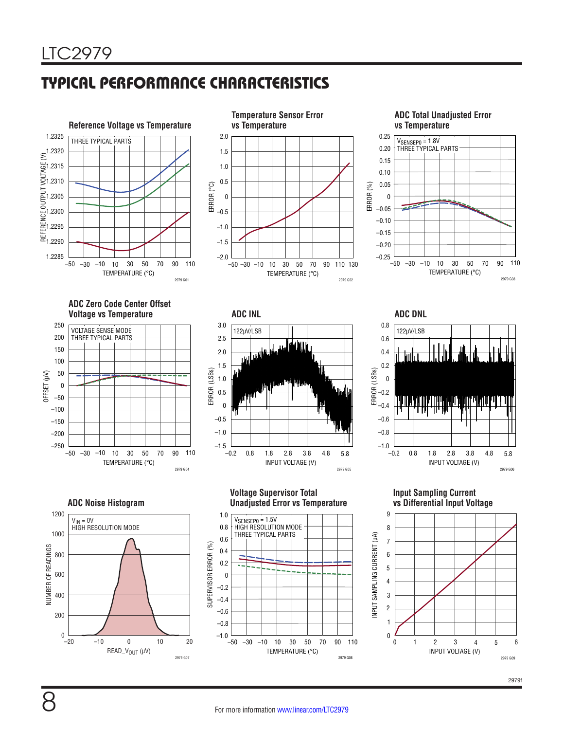## TYPICAL PERFORMANCE CHARACTERISTICS

**Reference Voltage vs Temperature**

THREE TYPICAL PARTS

REFERENCE OUTPUT VOLTAGE (V) vs TEMPERATURE (°C)

2979 G01

**Temperature Sensor Error vs Temperature**

ERROR (°C) vs TEMPERATURE (°C)

2979 G02

**ADC Total Unadjusted Error vs Temperature**

$V_{SENSEP0}$ = 1.8V
THREE TYPICAL PARTS

ERROR (%) vs TEMPERATURE (°C)

2979 G03

**ADC Zero Code Center Offset Voltage vs Temperature**

VOLTAGE SENSE MODE
THREE TYPICAL PARTS

OFFSET (µV) vs TEMPERATURE (°C)

2979 G04

**ADC INL**

122µV/LSB

ERROR (LSBs) vs INPUT VOLTAGE (V)

2979 G05

**ADC DNL**

122µV/LSB

ERROR (LSBs) vs INPUT VOLTAGE (V)

2979 G06

**ADC Noise Histogram**

$V_{IN}$ = 0V
HIGH RESOLUTION MODE

NUMBER OF READINGS vs READ_$V_{OUT}$ (µV)

2979 G07

**Voltage Supervisor Total Unadjusted Error vs Temperature**

$V_{SENSEP0}$ = 1.5V
HIGH RESOLUTION MODE
THREE TYPICAL PARTS

SUPERVISOR ERROR (%) vs TEMPERATURE (°C)

2979 G08

**Input Sampling Current vs Differential Input Voltage**

INPUT SAMPLING CURRENT (µA) vs INPUT VOLTAGE (V)

2979 G09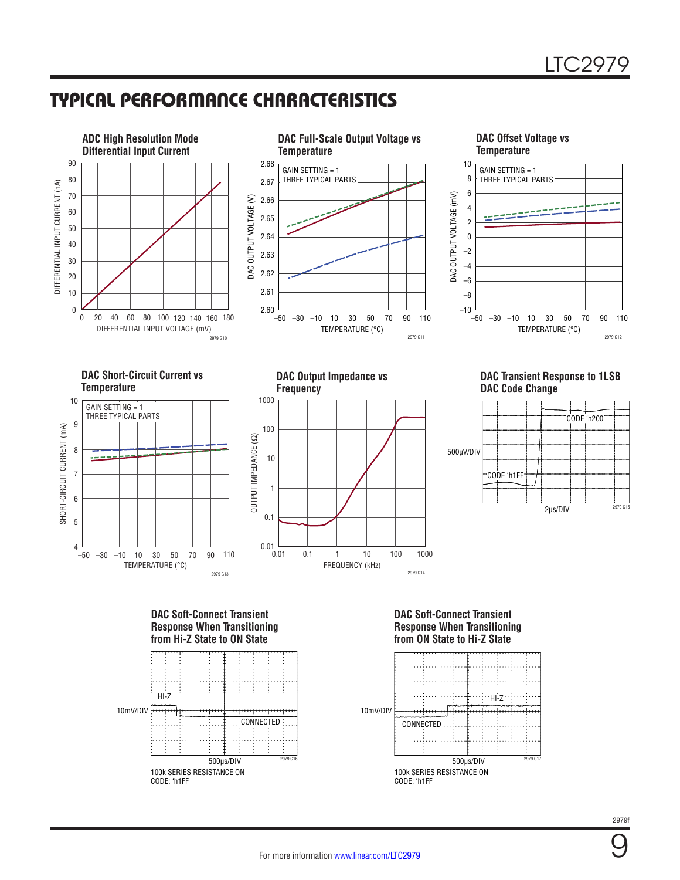## TYPICAL PERFORMANCE CHARACTERISTICS

**ADC High Resolution Mode Differential Input Current**

DIFFERENTIAL INPUT CURRENT (nA) vs DIFFERENTIAL INPUT VOLTAGE (mV)

2979 G10

**DAC Full-Scale Output Voltage vs Temperature**

GAIN SETTING = 1
THREE TYPICAL PARTS

DAC OUTPUT VOLTAGE (V) vs TEMPERATURE (°C)

2979 G11

**DAC Offset Voltage vs Temperature**

GAIN SETTING = 1
THREE TYPICAL PARTS

DAC OUTPUT VOLTAGE (mV) vs TEMPERATURE (°C)

2979 G12

**DAC Short-Circuit Current vs Temperature**

GAIN SETTING = 1
THREE TYPICAL PARTS

SHORT-CIRCUIT CURRENT (mA) vs TEMPERATURE (°C)

2979 G13

**DAC Output Impedance vs Frequency**

OUTPUT IMPEDANCE (Ω) vs FREQUENCY (kHz)

2979 G14

**DAC Transient Response to 1LSB DAC Code Change**

CODE 'h1FF → CODE 'h200

500µV/DIV, 2µs/DIV

2979 G15

**DAC Soft-Connect Transient Response When Transitioning from Hi-Z State to ON State**

HI-Z → CONNECTED

10mV/DIV, 500µs/DIV

100k SERIES RESISTANCE ON
CODE: 'h1FF

2979 G16

**DAC Soft-Connect Transient Response When Transitioning from ON State to Hi-Z State**

CONNECTED → HI-Z

10mV/DIV, 500µs/DIV

100k SERIES RESISTANCE ON
CODE: 'h1FF

2979 G17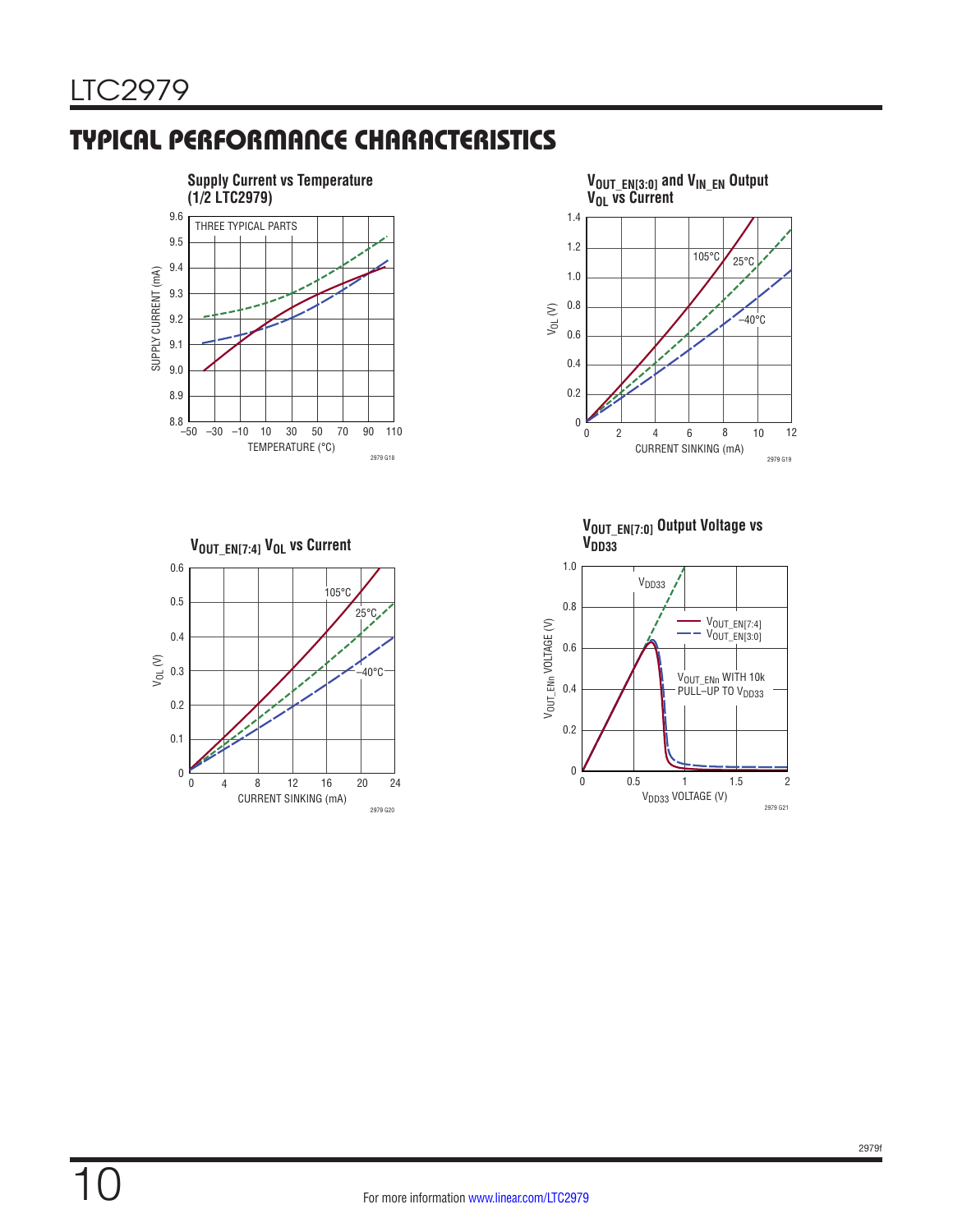## TYPICAL PERFORMANCE CHARACTERISTICS

**Supply Current vs Temperature (1/2 LTC2979)**

THREE TYPICAL PARTS

SUPPLY CURRENT (mA)

TEMPERATURE (°C)

2979 G18

**$V_{OUT\_EN[3:0]}$ and $V_{IN\_EN}$ Output $V_{OL}$ vs Current**

105°C 25°C –40°C

$V_{OL}$ (V)

CURRENT SINKING (mA)

2979 G19

**$V_{OUT\_EN[7:4]}$ $V_{OL}$ vs Current**

105°C 25°C –40°C

$V_{OL}$ (V)

CURRENT SINKING (mA)

2979 G20

**$V_{OUT\_EN[7:0]}$ Output Voltage vs $V_{DD33}$**

$V_{DD33}$

$V_{OUT\_EN[7:4]}$

$V_{OUT\_EN[3:0]}$

$V_{OUT\_ENn}$ WITH 10k PULL-UP TO $V_{DD33}$

$V_{OUT\_ENn}$ VOLTAGE (V)

$V_{DD33}$ VOLTAGE (V)

2979 G21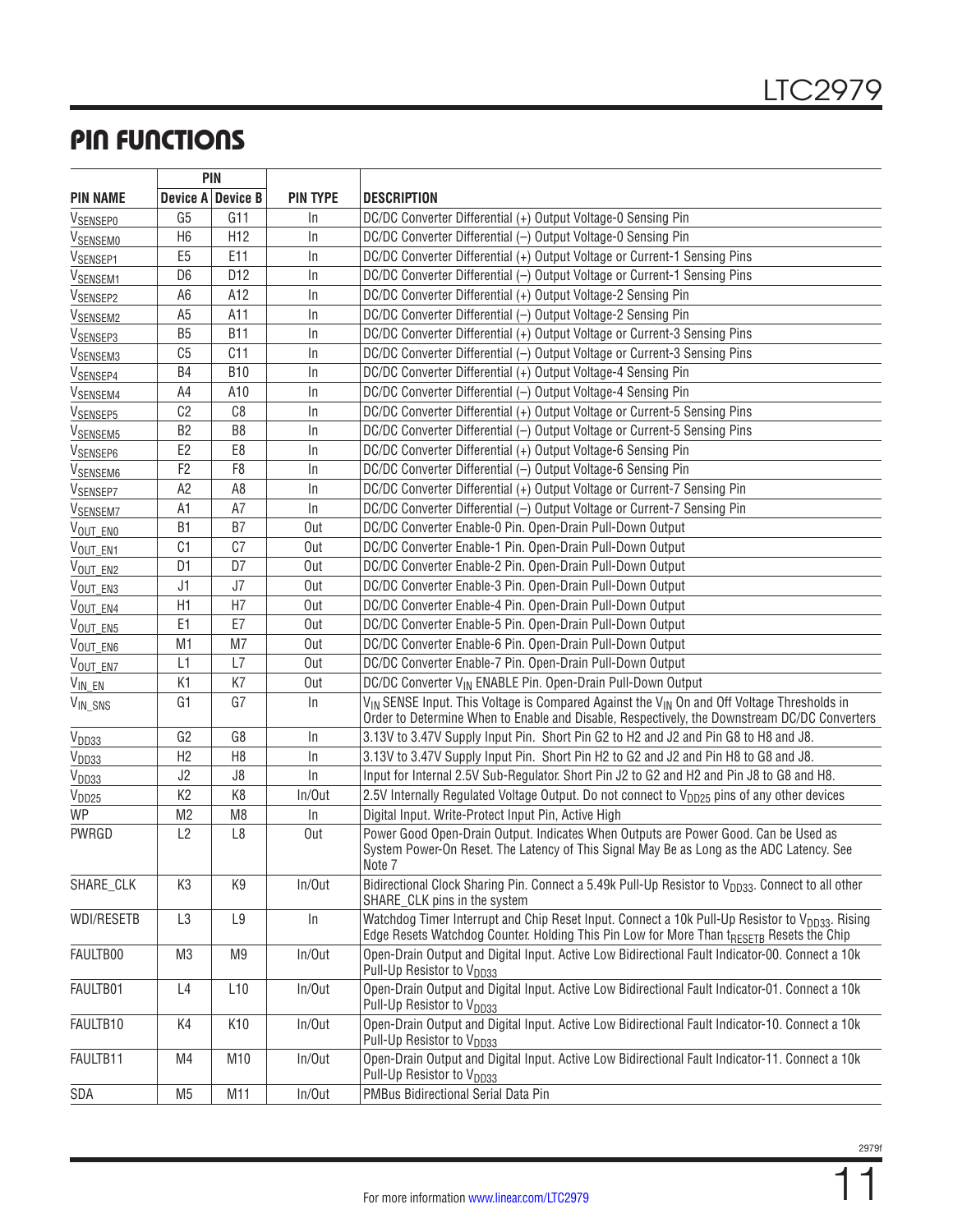## PIN FUNCTIONS

| PIN NAME | PIN | | PIN TYPE | DESCRIPTION |
|---|---|---|---|---|
| | Device A | Device B | | |
| $V_{SENSEP0}$ | G5 | G11 | In | DC/DC Converter Differential (+) Output Voltage-0 Sensing Pin |
| $V_{SENSEM0}$ | H6 | H12 | In | DC/DC Converter Differential (–) Output Voltage-0 Sensing Pin |
| $V_{SENSEP1}$ | E5 | E11 | In | DC/DC Converter Differential (+) Output Voltage or Current-1 Sensing Pins |
| $V_{SENSEM1}$ | D6 | D12 | In | DC/DC Converter Differential (–) Output Voltage or Current-1 Sensing Pins |
| $V_{SENSEP2}$ | A6 | A12 | In | DC/DC Converter Differential (+) Output Voltage-2 Sensing Pin |
| $V_{SENSEM2}$ | A5 | A11 | In | DC/DC Converter Differential (–) Output Voltage-2 Sensing Pin |
| $V_{SENSEP3}$ | B5 | B11 | In | DC/DC Converter Differential (+) Output Voltage or Current-3 Sensing Pins |
| $V_{SENSEM3}$ | C5 | C11 | In | DC/DC Converter Differential (–) Output Voltage or Current-3 Sensing Pins |
| $V_{SENSEP4}$ | B4 | B10 | In | DC/DC Converter Differential (+) Output Voltage-4 Sensing Pin |
| $V_{SENSEM4}$ | A4 | A10 | In | DC/DC Converter Differential (–) Output Voltage-4 Sensing Pin |
| $V_{SENSEP5}$ | C2 | C8 | In | DC/DC Converter Differential (+) Output Voltage or Current-5 Sensing Pins |
| $V_{SENSEM5}$ | B2 | B8 | In | DC/DC Converter Differential (–) Output Voltage or Current-5 Sensing Pins |
| $V_{SENSEP6}$ | E2 | E8 | In | DC/DC Converter Differential (+) Output Voltage-6 Sensing Pin |
| $V_{SENSEM6}$ | F2 | F8 | In | DC/DC Converter Differential (–) Output Voltage-6 Sensing Pin |
| $V_{SENSEP7}$ | A2 | A8 | In | DC/DC Converter Differential (+) Output Voltage or Current-7 Sensing Pin |
| $V_{SENSEM7}$ | A1 | A7 | In | DC/DC Converter Differential (–) Output Voltage or Current-7 Sensing Pin |
| $V_{OUT\_EN0}$ | B1 | B7 | Out | DC/DC Converter Enable-0 Pin. Open-Drain Pull-Down Output |
| $V_{OUT\_EN1}$ | C1 | C7 | Out | DC/DC Converter Enable-1 Pin. Open-Drain Pull-Down Output |
| $V_{OUT\_EN2}$ | D1 | D7 | Out | DC/DC Converter Enable-2 Pin. Open-Drain Pull-Down Output |
| $V_{OUT\_EN3}$ | J1 | J7 | Out | DC/DC Converter Enable-3 Pin. Open-Drain Pull-Down Output |
| $V_{OUT\_EN4}$ | H1 | H7 | Out | DC/DC Converter Enable-4 Pin. Open-Drain Pull-Down Output |
| $V_{OUT\_EN5}$ | E1 | E7 | Out | DC/DC Converter Enable-5 Pin. Open-Drain Pull-Down Output |
| $V_{OUT\_EN6}$ | M1 | M7 | Out | DC/DC Converter Enable-6 Pin. Open-Drain Pull-Down Output |
| $V_{OUT\_EN7}$ | L1 | L7 | Out | DC/DC Converter Enable-7 Pin. Open-Drain Pull-Down Output |
| $V_{IN\_EN}$ | K1 | K7 | Out | DC/DC Converter $V_{IN}$ ENABLE Pin. Open-Drain Pull-Down Output |
| $V_{IN\_SNS}$ | G1 | G7 | In | $V_{IN}$ SENSE Input. This Voltage is Compared Against the $V_{IN}$ On and Off Voltage Thresholds in Order to Determine When to Enable and Disable, Respectively, the Downstream DC/DC Converters |
| $V_{DD33}$ | G2 | G8 | In | 3.13V to 3.47V Supply Input Pin. Short Pin G2 to H2 and J2 and Pin G8 to H8 and J8. |
| $V_{DD33}$ | H2 | H8 | In | 3.13V to 3.47V Supply Input Pin. Short Pin H2 to G2 and J2 and Pin H8 to G8 and J8. |
| $V_{DD33}$ | J2 | J8 | In | Input for Internal 2.5V Sub-Regulator. Short Pin J2 to G2 and H2 and Pin J8 to G8 and H8. |
| $V_{DD25}$ | K2 | K8 | In/Out | 2.5V Internally Regulated Voltage Output. Do not connect to $V_{DD25}$ pins of any other devices |
| WP | M2 | M8 | In | Digital Input. Write-Protect Input Pin, Active High |
| PWRGD | L2 | L8 | Out | Power Good Open-Drain Output. Indicates When Outputs are Power Good. Can be Used as System Power-On Reset. The Latency of This Signal May Be as Long as the ADC Latency. See Note 7 |
| SHARE_CLK | K3 | K9 | In/Out | Bidirectional Clock Sharing Pin. Connect a 5.49k Pull-Up Resistor to $V_{DD33}$. Connect to all other SHARE_CLK pins in the system |
| WDI/RESETB | L3 | L9 | In | Watchdog Timer Interrupt and Chip Reset Input. Connect a 10k Pull-Up Resistor to $V_{DD33}$. Rising Edge Resets Watchdog Counter. Holding This Pin Low for More Than $t_{RESETB}$ Resets the Chip |
| FAULTB00 | M3 | M9 | In/Out | Open-Drain Output and Digital Input. Active Low Bidirectional Fault Indicator-00. Connect a 10k Pull-Up Resistor to $V_{DD33}$ |
| FAULTB01 | L4 | L10 | In/Out | Open-Drain Output and Digital Input. Active Low Bidirectional Fault Indicator-01. Connect a 10k Pull-Up Resistor to $V_{DD33}$ |
| FAULTB10 | K4 | K10 | In/Out | Open-Drain Output and Digital Input. Active Low Bidirectional Fault Indicator-10. Connect a 10k Pull-Up Resistor to $V_{DD33}$ |
| FAULTB11 | M4 | M10 | In/Out | Open-Drain Output and Digital Input. Active Low Bidirectional Fault Indicator-11. Connect a 10k Pull-Up Resistor to $V_{DD33}$ |
| SDA | M5 | M11 | In/Out | PMBus Bidirectional Serial Data Pin |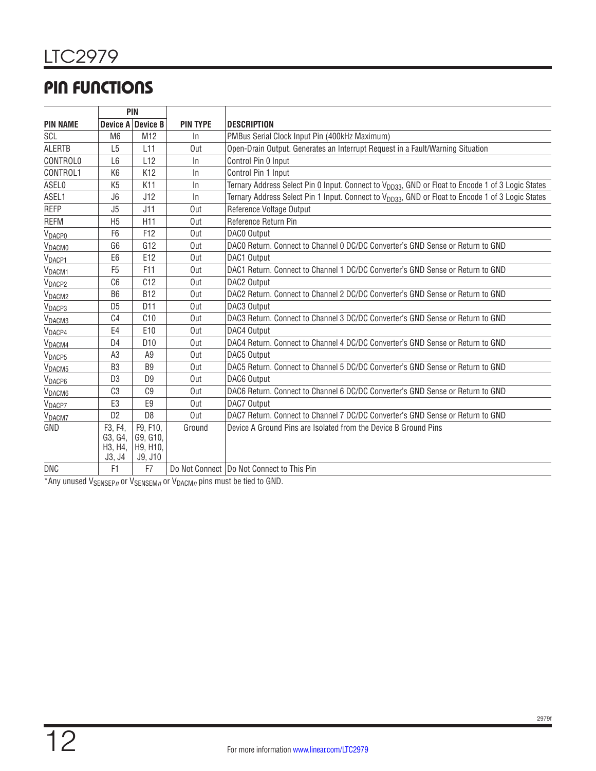## PIN FUNCTIONS

| PIN NAME | PIN Device A | PIN Device B | PIN TYPE | DESCRIPTION |
|---|---|---|---|---|
| SCL | M6 | M12 | In | PMBus Serial Clock Input Pin (400kHz Maximum) |
| ALERTB | L5 | L11 | Out | Open-Drain Output. Generates an Interrupt Request in a Fault/Warning Situation |
| CONTROL0 | L6 | L12 | In | Control Pin 0 Input |
| CONTROL1 | K6 | K12 | In | Control Pin 1 Input |
| ASEL0 | K5 | K11 | In | Ternary Address Select Pin 0 Input. Connect to $V_{DD33}$, GND or Float to Encode 1 of 3 Logic States |
| ASEL1 | J6 | J12 | In | Ternary Address Select Pin 1 Input. Connect to $V_{DD33}$, GND or Float to Encode 1 of 3 Logic States |
| REFP | J5 | J11 | Out | Reference Voltage Output |
| REFM | H5 | H11 | Out | Reference Return Pin |
| $V_{DACP0}$ | F6 | F12 | Out | DAC0 Output |
| $V_{DACM0}$ | G6 | G12 | Out | DAC0 Return. Connect to Channel 0 DC/DC Converter's GND Sense or Return to GND |
| $V_{DACP1}$ | E6 | E12 | Out | DAC1 Output |
| $V_{DACM1}$ | F5 | F11 | Out | DAC1 Return. Connect to Channel 1 DC/DC Converter's GND Sense or Return to GND |
| $V_{DACP2}$ | C6 | C12 | Out | DAC2 Output |
| $V_{DACM2}$ | B6 | B12 | Out | DAC2 Return. Connect to Channel 2 DC/DC Converter's GND Sense or Return to GND |
| $V_{DACP3}$ | D5 | D11 | Out | DAC3 Output |
| $V_{DACM3}$ | C4 | C10 | Out | DAC3 Return. Connect to Channel 3 DC/DC Converter's GND Sense or Return to GND |
| $V_{DACP4}$ | E4 | E10 | Out | DAC4 Output |
| $V_{DACM4}$ | D4 | D10 | Out | DAC4 Return. Connect to Channel 4 DC/DC Converter's GND Sense or Return to GND |
| $V_{DACP5}$ | A3 | A9 | Out | DAC5 Output |
| $V_{DACM5}$ | B3 | B9 | Out | DAC5 Return. Connect to Channel 5 DC/DC Converter's GND Sense or Return to GND |
| $V_{DACP6}$ | D3 | D9 | Out | DAC6 Output |
| $V_{DACM6}$ | C3 | C9 | Out | DAC6 Return. Connect to Channel 6 DC/DC Converter's GND Sense or Return to GND |
| $V_{DACP7}$ | E3 | E9 | Out | DAC7 Output |
| $V_{DACM7}$ | D2 | D8 | Out | DAC7 Return. Connect to Channel 7 DC/DC Converter's GND Sense or Return to GND |
| GND | F3, F4, G3, G4, H3, H4, J3, J4 | F9, F10, G9, G10, H9, H10, J9, J10 | Ground | Device A Ground Pins are Isolated from the Device B Ground Pins |
| DNC | F1 | F7 | Do Not Connect | Do Not Connect to This Pin |

*Any unused $V_{SENSEPn}$ or $V_{SENSEMn}$ or $V_{DACMn}$ pins must be tied to GND.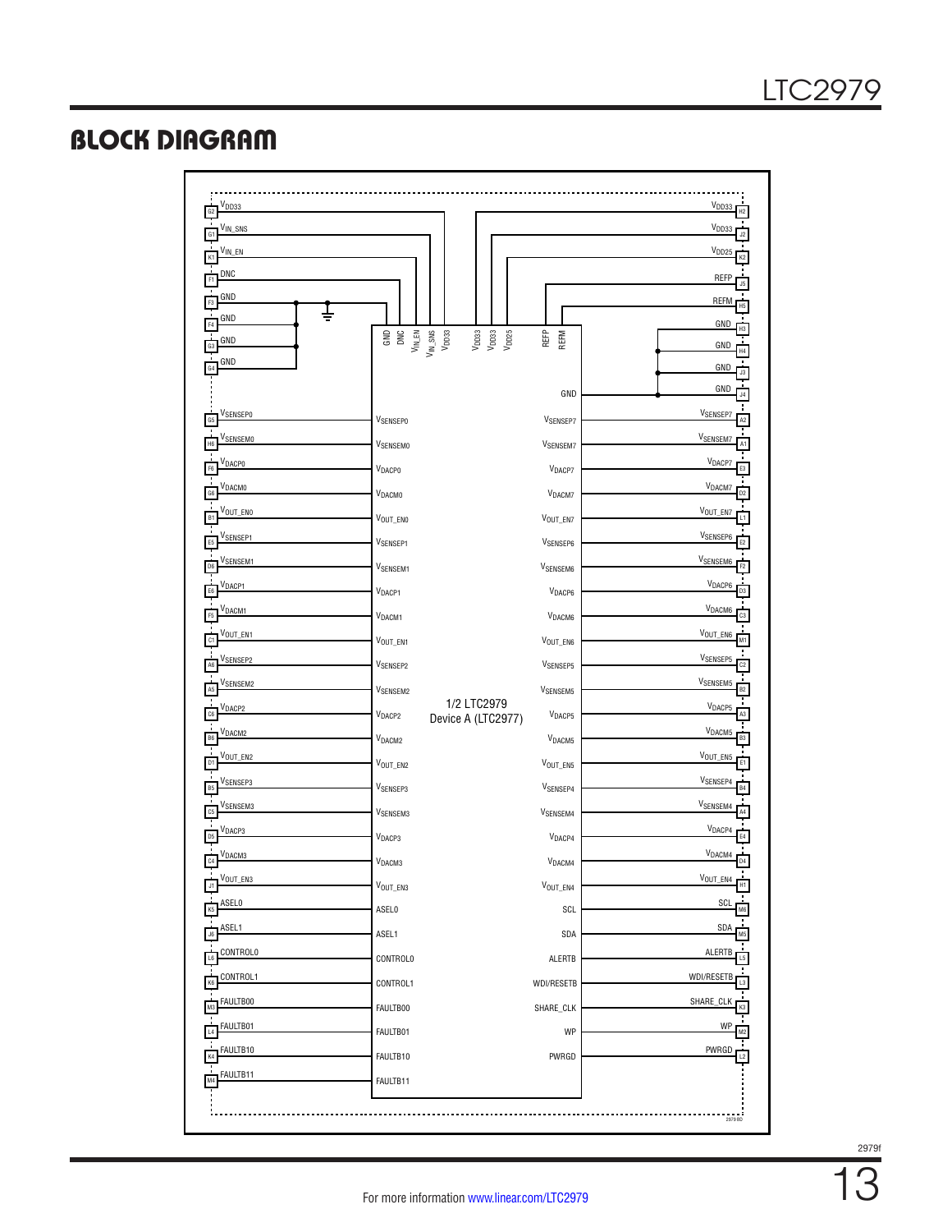## BLOCK DIAGRAM

| Left Pin | Left Signal | Device A (LTC2977) Left | Device A (LTC2977) Right | Right Signal | Right Pin |
|---|---|---|---|---|---|
| G2 | $V_{DD33}$ | $V_{DD33}$ | $V_{DD33}$ | $V_{DD33}$ | H2 |
| G1 | $V_{IN\_SNS}$ | $V_{IN\_SNS}$ | $V_{DD33}$ | $V_{DD33}$ | J2 |
| K1 | $V_{IN\_EN}$ | $V_{IN\_EN}$ | $V_{DD25}$ | $V_{DD25}$ | K2 |
| F1 | DNC | DNC | REFP | REFP | J5 |
| F3 | GND | GND | REFM | REFM | H5 |
| F4 | GND | | GND | GND | H3 |
| G3 | GND | | | GND | H4 |
| G4 | GND | | | GND | J3 |
| | | | | GND | J4 |
| G5 | $V_{SENSEP0}$ | $V_{SENSEP0}$ | $V_{SENSEP7}$ | $V_{SENSEP7}$ | A2 |
| H6 | $V_{SENSEM0}$ | $V_{SENSEM0}$ | $V_{SENSEM7}$ | $V_{SENSEM7}$ | A1 |
| F6 | $V_{DACP0}$ | $V_{DACP0}$ | $V_{DACP7}$ | $V_{DACP7}$ | E3 |
| G6 | $V_{DACM0}$ | $V_{DACM0}$ | $V_{DACM7}$ | $V_{DACM7}$ | D2 |
| B1 | $V_{OUT\_EN0}$ | $V_{OUT\_EN0}$ | $V_{OUT\_EN7}$ | $V_{OUT\_EN7}$ | L1 |
| E5 | $V_{SENSEP1}$ | $V_{SENSEP1}$ | $V_{SENSEP6}$ | $V_{SENSEP6}$ | E2 |
| D6 | $V_{SENSEM1}$ | $V_{SENSEM1}$ | $V_{SENSEM6}$ | $V_{SENSEM6}$ | F2 |
| E6 | $V_{DACP1}$ | $V_{DACP1}$ | $V_{DACP6}$ | $V_{DACP6}$ | D3 |
| F5 | $V_{DACM1}$ | $V_{DACM1}$ | $V_{DACM6}$ | $V_{DACM6}$ | C3 |
| C1 | $V_{OUT\_EN1}$ | $V_{OUT\_EN1}$ | $V_{OUT\_EN6}$ | $V_{OUT\_EN6}$ | M1 |
| A6 | $V_{SENSEP2}$ | $V_{SENSEP2}$ | $V_{SENSEP5}$ | $V_{SENSEP5}$ | C2 |
| A5 | $V_{SENSEM2}$ | $V_{SENSEM2}$ | $V_{SENSEM5}$ | $V_{SENSEM5}$ | B2 |
| C6 | $V_{DACP2}$ | $V_{DACP2}$ | $V_{DACP5}$ | $V_{DACP5}$ | A3 |
| B6 | $V_{DACM2}$ | $V_{DACM2}$ | $V_{DACM5}$ | $V_{DACM5}$ | B3 |
| D1 | $V_{OUT\_EN2}$ | $V_{OUT\_EN2}$ | $V_{OUT\_EN5}$ | $V_{OUT\_EN5}$ | E1 |
| B5 | $V_{SENSEP3}$ | $V_{SENSEP3}$ | $V_{SENSEP4}$ | $V_{SENSEP4}$ | B4 |
| C5 | $V_{SENSEM3}$ | $V_{SENSEM3}$ | $V_{SENSEM4}$ | $V_{SENSEM4}$ | A4 |
| D5 | $V_{DACP3}$ | $V_{DACP3}$ | $V_{DACP4}$ | $V_{DACP4}$ | E4 |
| C4 | $V_{DACM3}$ | $V_{DACM3}$ | $V_{DACM4}$ | $V_{DACM4}$ | D4 |
| J1 | $V_{OUT\_EN3}$ | $V_{OUT\_EN3}$ | $V_{OUT\_EN4}$ | $V_{OUT\_EN4}$ | H1 |
| K5 | ASEL0 | ASEL0 | SCL | SCL | M6 |
| J6 | ASEL1 | ASEL1 | SDA | SDA | M5 |
| L6 | CONTROL0 | CONTROL0 | ALERTB | ALERTB | L5 |
| K6 | CONTROL1 | CONTROL1 | WDI/RESETB | WDI/RESETB | L3 |
| M3 | FAULTB00 | FAULTB00 | SHARE_CLK | SHARE_CLK | K3 |
| L4 | FAULTB01 | FAULTB01 | WP | WP | M2 |
| K4 | FAULTB10 | FAULTB10 | PWRGD | PWRGD | L2 |
| M4 | FAULTB11 | FAULTB11 | | | |

1/2 LTC2979
Device A (LTC2977)

2979 BD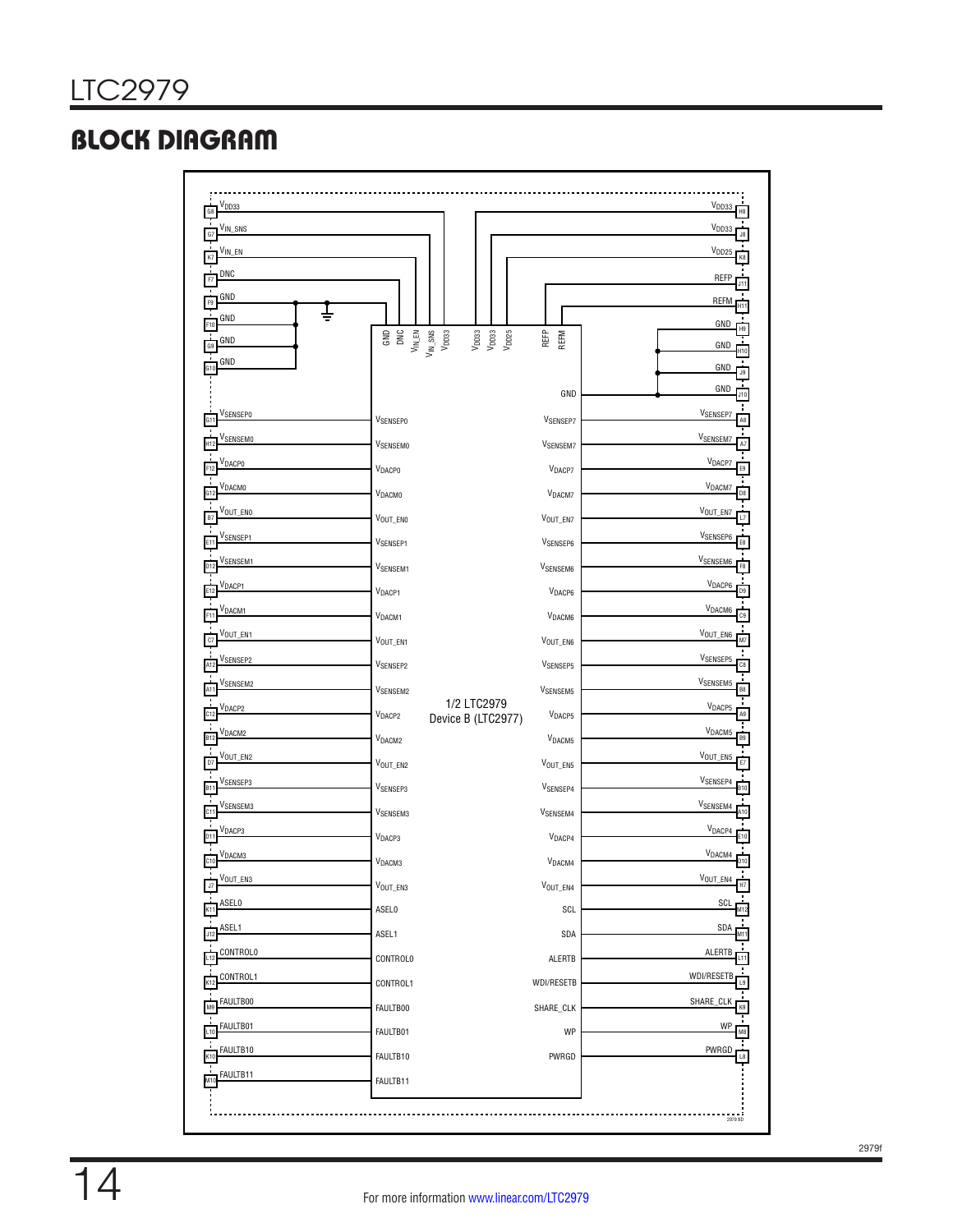## BLOCK DIAGRAM

1/2 LTC2979
Device B (LTC2977)

| Pin | Signal | Device Pin | Device Pin | Signal | Pin |
|---|---|---|---|---|---|
| G8 | $V_{DD33}$ | $V_{DD33}$ | $V_{DD33}$ | $V_{DD33}$ | H8 |
| G7 | $V_{IN\_SNS}$ | $V_{IN\_SNS}$ | $V_{DD33}$ | $V_{DD33}$ | J8 |
| K7 | $V_{IN\_EN}$ | $V_{IN\_EN}$ | $V_{DD25}$ | $V_{DD25}$ | K8 |
| F7 | DNC | DNC | REFP | REFP | J11 |
| F9 | GND | GND | REFM | REFM | H11 |
| F10 | GND | | GND | GND | H9 |
| G9 | GND | | | GND | H10 |
| G10 | GND | | | GND | J9 |
| | | | | GND | J10 |
| G11 | $V_{SENSEP0}$ | $V_{SENSEP0}$ | $V_{SENSEP7}$ | $V_{SENSEP7}$ | A8 |
| H12 | $V_{SENSEM0}$ | $V_{SENSEM0}$ | $V_{SENSEM7}$ | $V_{SENSEM7}$ | A7 |
| F12 | $V_{DACP0}$ | $V_{DACP0}$ | $V_{DACP7}$ | $V_{DACP7}$ | E9 |
| G12 | $V_{DACM0}$ | $V_{DACM0}$ | $V_{DACM7}$ | $V_{DACM7}$ | D6 |
| B7 | $V_{OUT\_EN0}$ | $V_{OUT\_EN0}$ | $V_{OUT\_EN7}$ | $V_{OUT\_EN7}$ | L7 |
| E11 | $V_{SENSEP1}$ | $V_{SENSEP1}$ | $V_{SENSEP6}$ | $V_{SENSEP6}$ | E8 |
| D12 | $V_{SENSEM1}$ | $V_{SENSEM1}$ | $V_{SENSEM6}$ | $V_{SENSEM6}$ | F8 |
| E12 | $V_{DACP1}$ | $V_{DACP1}$ | $V_{DACP6}$ | $V_{DACP6}$ | D9 |
| F11 | $V_{DACM1}$ | $V_{DACM1}$ | $V_{DACM6}$ | $V_{DACM6}$ | C9 |
| C7 | $V_{OUT\_EN1}$ | $V_{OUT\_EN1}$ | $V_{OUT\_EN6}$ | $V_{OUT\_EN6}$ | M7 |
| A12 | $V_{SENSEP2}$ | $V_{SENSEP2}$ | $V_{SENSEP5}$ | $V_{SENSEP5}$ | C8 |
| A11 | $V_{SENSEM2}$ | $V_{SENSEM2}$ | $V_{SENSEM5}$ | $V_{SENSEM5}$ | B8 |
| C12 | $V_{DACP2}$ | $V_{DACP2}$ | $V_{DACP5}$ | $V_{DACP5}$ | A9 |
| B12 | $V_{DACM2}$ | $V_{DACM2}$ | $V_{DACM5}$ | $V_{DACM5}$ | B9 |
| D7 | $V_{OUT\_EN2}$ | $V_{OUT\_EN2}$ | $V_{OUT\_EN5}$ | $V_{OUT\_EN5}$ | E7 |
| B11 | $V_{SENSEP3}$ | $V_{SENSEP3}$ | $V_{SENSEP4}$ | $V_{SENSEP4}$ | B10 |
| C11 | $V_{SENSEM3}$ | $V_{SENSEM3}$ | $V_{SENSEM4}$ | $V_{SENSEM4}$ | A10 |
| D11 | $V_{DACP3}$ | $V_{DACP3}$ | $V_{DACP4}$ | $V_{DACP4}$ | E10 |
| C10 | $V_{DACM3}$ | $V_{DACM3}$ | $V_{DACM4}$ | $V_{DACM4}$ | D10 |
| J7 | $V_{OUT\_EN3}$ | $V_{OUT\_EN3}$ | $V_{OUT\_EN4}$ | $V_{OUT\_EN4}$ | H7 |
| K11 | ASEL0 | ASEL0 | SCL | SCL | M12 |
| J12 | ASEL1 | ASEL1 | SDA | SDA | M11 |
| L12 | CONTROL0 | CONTROL0 | ALERTB | ALERTB | L11 |
| K12 | CONTROL1 | CONTROL1 | WDI/RESETB | WDI/RESETB | L9 |
| M9 | FAULTB00 | FAULTB00 | SHARE_CLK | SHARE_CLK | K9 |
| L10 | FAULTB01 | FAULTB01 | WP | WP | M8 |
| K10 | FAULTB10 | FAULTB10 | PWRGD | PWRGD | L8 |
| M10 | FAULTB11 | FAULTB11 | | | |

2979 BD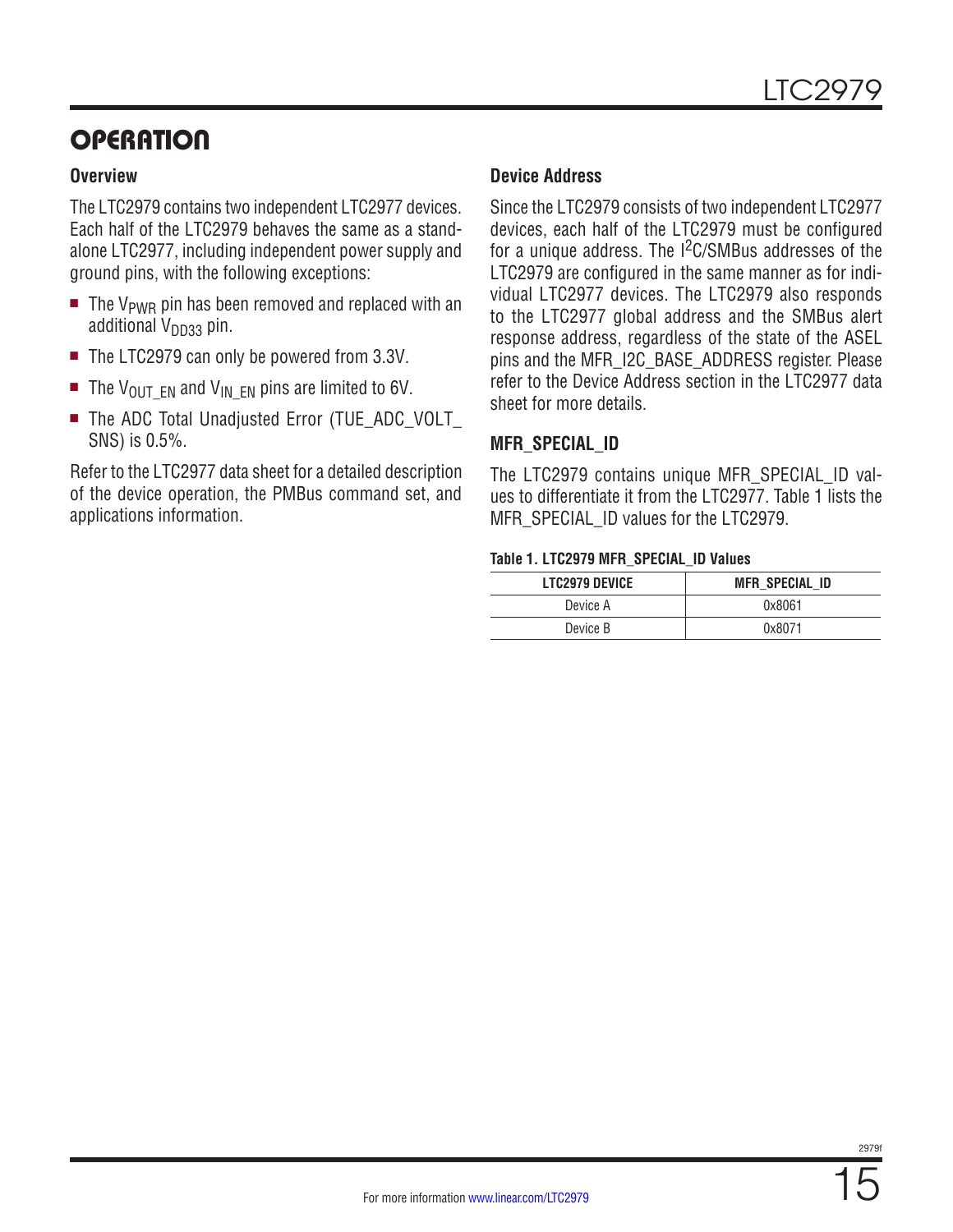# OPERATION

### Overview

The LTC2979 contains two independent LTC2977 devices. Each half of the LTC2979 behaves the same as a standalone LTC2977, including independent power supply and ground pins, with the following exceptions:

- The $V_{PWR}$ pin has been removed and replaced with an additional $V_{DD33}$ pin.
- The LTC2979 can only be powered from 3.3V.
- The $V_{OUT\_EN}$ and $V_{IN\_EN}$ pins are limited to 6V.
- The ADC Total Unadjusted Error (TUE_ADC_VOLT_SNS) is 0.5%.

Refer to the LTC2977 data sheet for a detailed description of the device operation, the PMBus command set, and applications information.

### Device Address

Since the LTC2979 consists of two independent LTC2977 devices, each half of the LTC2979 must be configured for a unique address. The $I^2C$/SMBus addresses of the LTC2979 are configured in the same manner as for individual LTC2977 devices. The LTC2979 also responds to the LTC2977 global address and the SMBus alert response address, regardless of the state of the ASEL pins and the MFR_I2C_BASE_ADDRESS register. Please refer to the Device Address section in the LTC2977 data sheet for more details.

### MFR_SPECIAL_ID

The LTC2979 contains unique MFR_SPECIAL_ID values to differentiate it from the LTC2977. Table 1 lists the MFR_SPECIAL_ID values for the LTC2979.

**Table 1. LTC2979 MFR_SPECIAL_ID Values**

| LTC2979 DEVICE | MFR_SPECIAL_ID |
|---|---|
| Device A | 0x8061 |
| Device B | 0x8071 |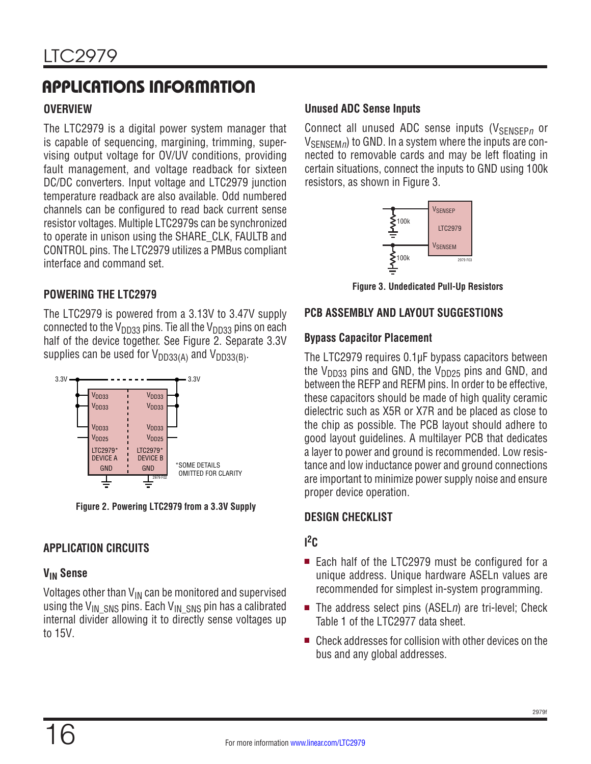# APPLICATIONS INFORMATION

## OVERVIEW

The LTC2979 is a digital power system manager that is capable of sequencing, margining, trimming, supervising output voltage for OV/UV conditions, providing fault management, and voltage readback for sixteen DC/DC converters. Input voltage and LTC2979 junction temperature readback are also available. Odd numbered channels can be configured to read back current sense resistor voltages. Multiple LTC2979s can be synchronized to operate in unison using the SHARE_CLK, FAULTB and CONTROL pins. The LTC2979 utilizes a PMBus compliant interface and command set.

## POWERING THE LTC2979

The LTC2979 is powered from a 3.13V to 3.47V supply connected to the $V_{DD33}$ pins. Tie all the $V_{DD33}$ pins on each half of the device together. See Figure 2. Separate 3.3V supplies can be used for $V_{DD33(A)}$ and $V_{DD33(B)}$.

**Figure 2. Powering LTC2979 from a 3.3V Supply**

## APPLICATION CIRCUITS

### $V_{IN}$ Sense

Voltages other than $V_{IN}$ can be monitored and supervised using the $V_{IN\_SNS}$ pins. Each $V_{IN\_SNS}$ pin has a calibrated internal divider allowing it to directly sense voltages up to 15V.

### Unused ADC Sense Inputs

Connect all unused ADC sense inputs ($V_{SENSEPn}$ or $V_{SENSEMn}$) to GND. In a system where the inputs are connected to removable cards and may be left floating in certain situations, connect the inputs to GND using 100k resistors, as shown in Figure 3.

**Figure 3. Undedicated Pull-Up Resistors**

## PCB ASSEMBLY AND LAYOUT SUGGESTIONS

### Bypass Capacitor Placement

The LTC2979 requires 0.1µF bypass capacitors between the $V_{DD33}$ pins and GND, the $V_{DD25}$ pins and GND, and between the REFP and REFM pins. In order to be effective, these capacitors should be made of high quality ceramic dielectric such as X5R or X7R and be placed as close to the chip as possible. The PCB layout should adhere to good layout guidelines. A multilayer PCB that dedicates a layer to power and ground is recommended. Low resistance and low inductance power and ground connections are important to minimize power supply noise and ensure proper device operation.

## DESIGN CHECKLIST

### $I^2C$

- Each half of the LTC2979 must be configured for a unique address. Unique hardware ASELn values are recommended for simplest in-system programming.
- The address select pins (ASEL*n*) are tri-level; Check Table 1 of the LTC2977 data sheet.
- Check addresses for collision with other devices on the bus and any global addresses.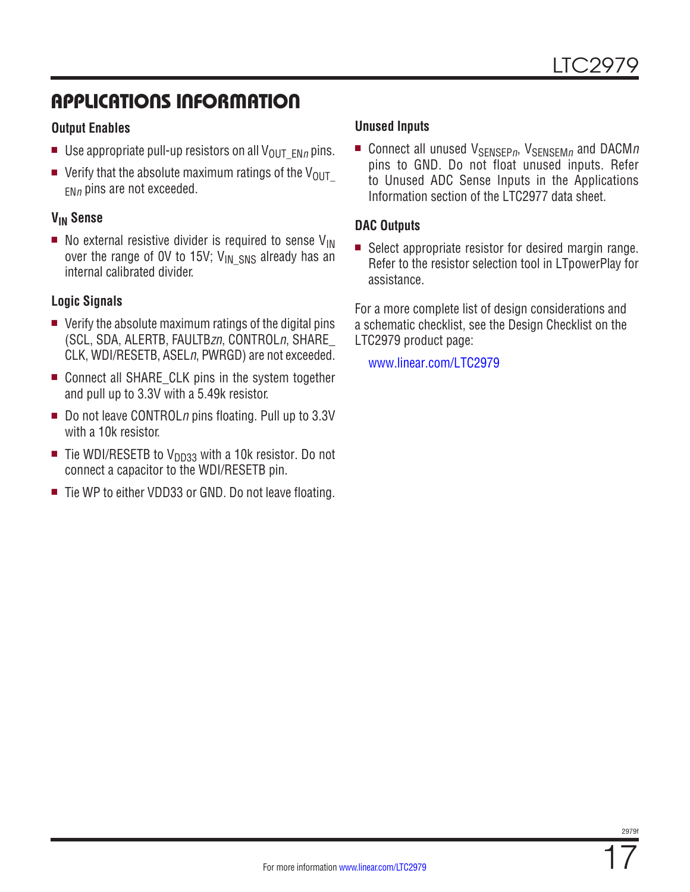## APPLICATIONS INFORMATION

### Output Enables

- Use appropriate pull-up resistors on all $V_{OUT\_EN}$*n* pins.
- Verify that the absolute maximum ratings of the $V_{OUT\_EN}$*n* pins are not exceeded.

### $V_{IN}$ Sense

- No external resistive divider is required to sense $V_{IN}$ over the range of 0V to 15V; $V_{IN\_SNS}$ already has an internal calibrated divider.

### Logic Signals

- Verify the absolute maximum ratings of the digital pins (SCL, SDA, ALERTB, FAULTB*zn*, CONTROL*n*, SHARE_CLK, WDI/RESETB, ASEL*n*, PWRGD) are not exceeded.
- Connect all SHARE_CLK pins in the system together and pull up to 3.3V with a 5.49k resistor.
- Do not leave CONTROL*n* pins floating. Pull up to 3.3V with a 10k resistor.
- Tie WDI/RESETB to $V_{DD33}$ with a 10k resistor. Do not connect a capacitor to the WDI/RESETB pin.
- Tie WP to either VDD33 or GND. Do not leave floating.

### Unused Inputs

- Connect all unused $V_{SENSEP}$*n*, $V_{SENSEM}$*n* and DACM*n* pins to GND. Do not float unused inputs. Refer to Unused ADC Sense Inputs in the Applications Information section of the LTC2977 data sheet.

### DAC Outputs

- Select appropriate resistor for desired margin range. Refer to the resistor selection tool in LTpowerPlay for assistance.

For a more complete list of design considerations and a schematic checklist, see the Design Checklist on the LTC2979 product page:

www.linear.com/LTC2979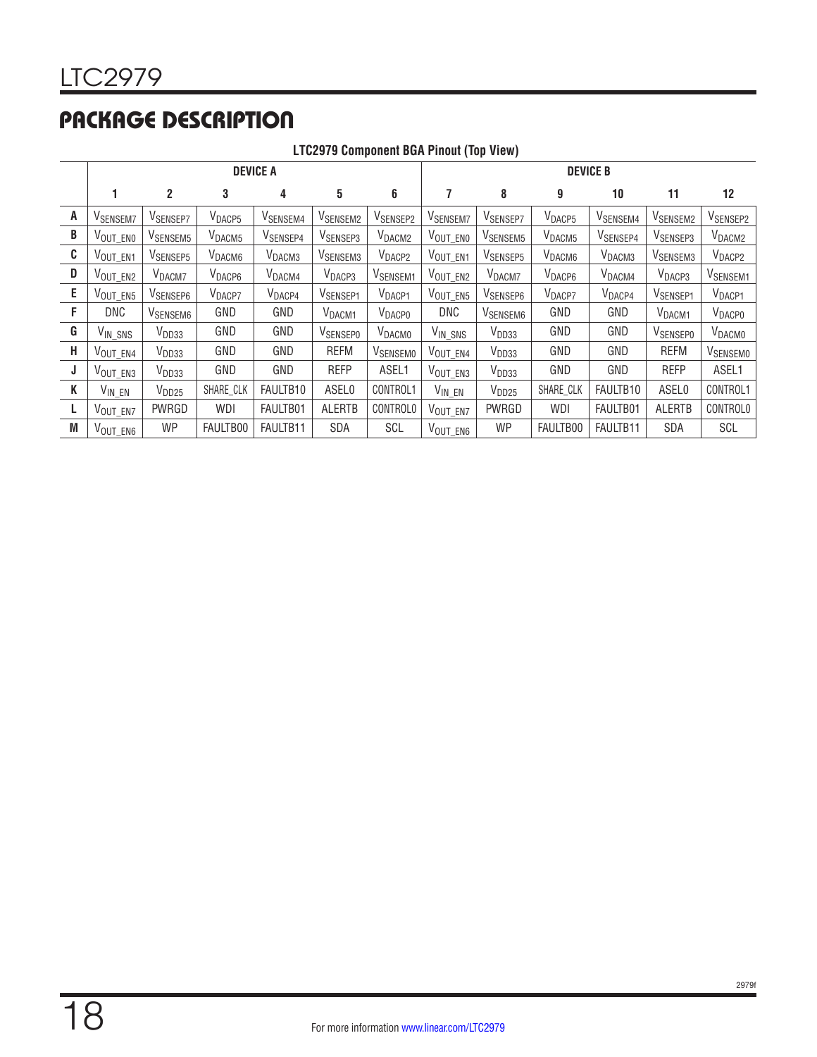## PACKAGE DESCRIPTION

**LTC2979 Component BGA Pinout (Top View)**

| | DEVICE A | | | | | | DEVICE B | | | | | |
|---|---|---|---|---|---|---|---|---|---|---|---|---|
| | 1 | 2 | 3 | 4 | 5 | 6 | 7 | 8 | 9 | 10 | 11 | 12 |
| A | $V_{SENSEM7}$ | $V_{SENSEP7}$ | $V_{DACP5}$ | $V_{SENSEM4}$ | $V_{SENSEM2}$ | $V_{SENSEP2}$ | $V_{SENSEM7}$ | $V_{SENSEP7}$ | $V_{DACP5}$ | $V_{SENSEM4}$ | $V_{SENSEM2}$ | $V_{SENSEP2}$ |
| B | $V_{OUT\_EN0}$ | $V_{SENSEM5}$ | $V_{DACM5}$ | $V_{SENSEP4}$ | $V_{SENSEP3}$ | $V_{DACM2}$ | $V_{OUT\_EN0}$ | $V_{SENSEM5}$ | $V_{DACM5}$ | $V_{SENSEP4}$ | $V_{SENSEP3}$ | $V_{DACM2}$ |
| C | $V_{OUT\_EN1}$ | $V_{SENSEP5}$ | $V_{DACM6}$ | $V_{DACM3}$ | $V_{SENSEM3}$ | $V_{DACP2}$ | $V_{OUT\_EN1}$ | $V_{SENSEP5}$ | $V_{DACM6}$ | $V_{DACM3}$ | $V_{SENSEM3}$ | $V_{DACP2}$ |
| D | $V_{OUT\_EN2}$ | $V_{DACM7}$ | $V_{DACP6}$ | $V_{DACM4}$ | $V_{DACP3}$ | $V_{SENSEM1}$ | $V_{OUT\_EN2}$ | $V_{DACM7}$ | $V_{DACP6}$ | $V_{DACM4}$ | $V_{DACP3}$ | $V_{SENSEM1}$ |
| E | $V_{OUT\_EN5}$ | $V_{SENSEP6}$ | $V_{DACP7}$ | $V_{DACP4}$ | $V_{SENSEP1}$ | $V_{DACP1}$ | $V_{OUT\_EN5}$ | $V_{SENSEP6}$ | $V_{DACP7}$ | $V_{DACP4}$ | $V_{SENSEP1}$ | $V_{DACP1}$ |
| F | DNC | $V_{SENSEM6}$ | GND | GND | $V_{DACM1}$ | $V_{DACP0}$ | DNC | $V_{SENSEM6}$ | GND | GND | $V_{DACM1}$ | $V_{DACP0}$ |
| G | $V_{IN\_SNS}$ | $V_{DD33}$ | GND | GND | $V_{SENSEP0}$ | $V_{DACM0}$ | $V_{IN\_SNS}$ | $V_{DD33}$ | GND | GND | $V_{SENSEP0}$ | $V_{DACM0}$ |
| H | $V_{OUT\_EN4}$ | $V_{DD33}$ | GND | GND | REFM | $V_{SENSEM0}$ | $V_{OUT\_EN4}$ | $V_{DD33}$ | GND | GND | REFM | $V_{SENSEM0}$ |
| J | $V_{OUT\_EN3}$ | $V_{DD33}$ | GND | GND | REFP | ASEL1 | $V_{OUT\_EN3}$ | $V_{DD33}$ | GND | GND | REFP | ASEL1 |
| K | $V_{IN\_EN}$ | $V_{DD25}$ | SHARE_CLK | FAULTB10 | ASEL0 | CONTROL1 | $V_{IN\_EN}$ | $V_{DD25}$ | SHARE_CLK | FAULTB10 | ASEL0 | CONTROL1 |
| L | $V_{OUT\_EN7}$ | PWRGD | WDI | FAULTB01 | ALERTB | CONTROL0 | $V_{OUT\_EN7}$ | PWRGD | WDI | FAULTB01 | ALERTB | CONTROL0 |
| M | $V_{OUT\_EN6}$ | WP | FAULTB00 | FAULTB11 | SDA | SCL | $V_{OUT\_EN6}$ | WP | FAULTB00 | FAULTB11 | SDA | SCL |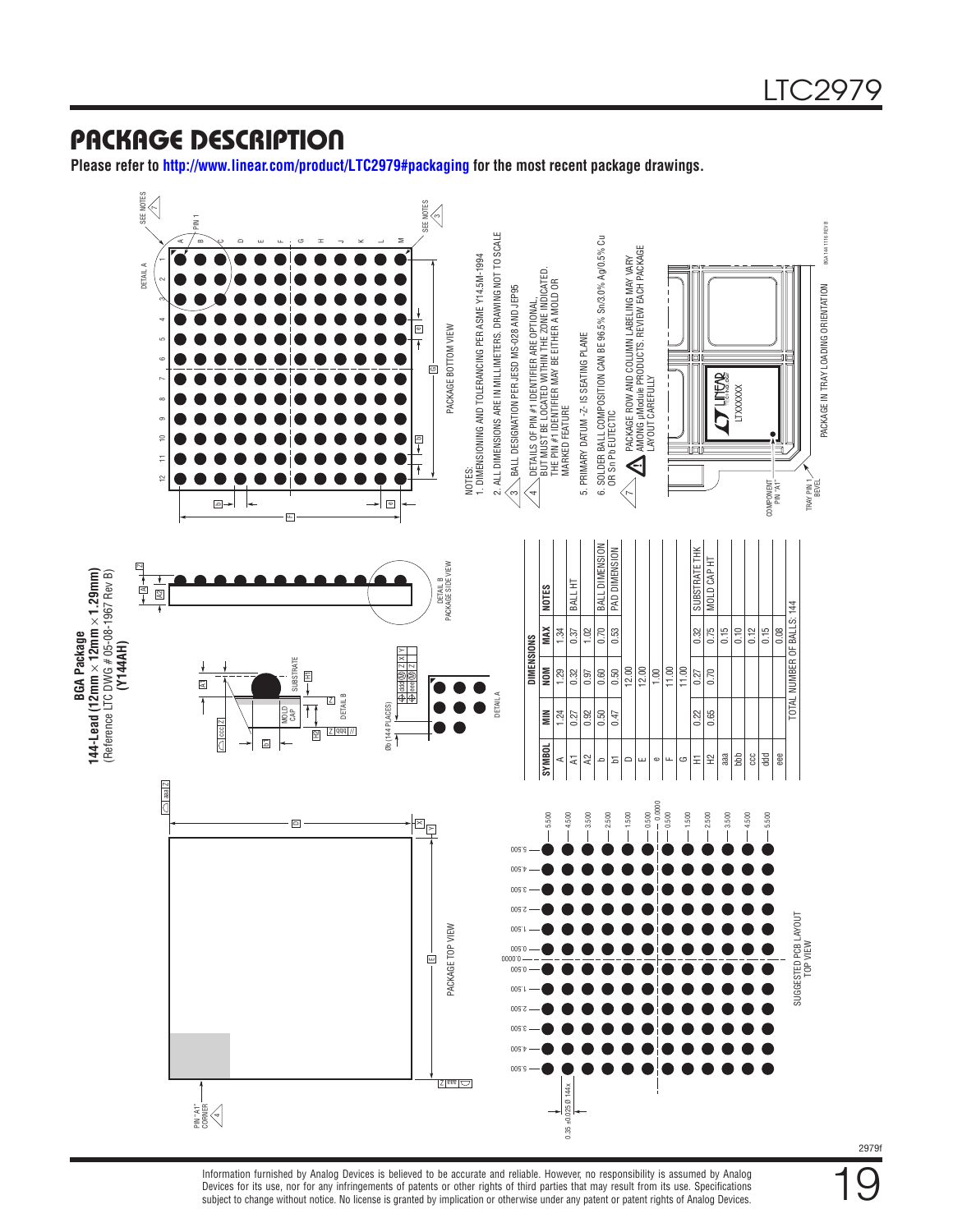## PACKAGE DESCRIPTION

**Please refer to http://www.linear.com/product/LTC2979#packaging for the most recent package drawings.**

**BGA Package**
**144-Lead (12mm × 12mm × 1.29mm)**
(Reference LTC DWG # 05-08-1967 Rev B)
**(Y144AH)**

| SYMBOL | MIN | NOM | MAX | NOTES |
|---|---|---|---|---|
| A | 1.24 | 1.29 | 1.34 | |
| A1 | 0.27 | 0.32 | 0.37 | BALL HT |
| A2 | 0.92 | 0.97 | 1.02 | |
| b | 0.50 | 0.60 | 0.70 | BALL DIMENSION |
| b1 | 0.47 | 0.50 | 0.53 | PAD DIMENSION |
| D | | 12.00 | | |
| E | | 12.00 | | |
| e | | 1.00 | | |
| F | | 11.00 | | |
| G | | 11.00 | | |
| H1 | 0.22 | 0.27 | 0.32 | SUBSTRATE THK |
| H2 | 0.65 | 0.70 | 0.75 | MOLD CAP HT |
| aaa | | | 0.15 | |
| bbb | | | 0.10 | |
| ccc | | | 0.12 | |
| ddd | | | 0.15 | |
| eee | | | 0.08 | |
| TOTAL NUMBER OF BALLS: 144 | | | | |

NOTES:
1. DIMENSIONING AND TOLERANCING PER ASME Y14.5M-1994
2. ALL DIMENSIONS ARE IN MILLIMETERS. DRAWING NOT TO SCALE
3. BALL DESIGNATION PER JESD MS-028 AND JEP95
4. DETAILS OF PIN #1 IDENTIFIER ARE OPTIONAL, BUT MUST BE LOCATED WITHIN THE ZONE INDICATED. THE PIN #1 IDENTIFIER MAY BE EITHER A MOLD OR MARKED FEATURE
5. PRIMARY DATUM -Z- IS SEATING PLANE
6. SOLDER BALL COMPOSITION CAN BE 96.5% Sn/3.0% Ag/0.5% Cu OR Sn Pb EUTECTIC
7. PACKAGE ROW AND COLUMN LABELING MAY VARY AMONG µModule PRODUCTS. REVIEW EACH PACKAGE LAYOUT CAREFULLY

PACKAGE TOP VIEW

PACKAGE BOTTOM VIEW

PACKAGE SIDE VIEW

SUGGESTED PCB LAYOUT TOP VIEW

PACKAGE IN TRAY LOADING ORIENTATION

BGA 144 1116 REV B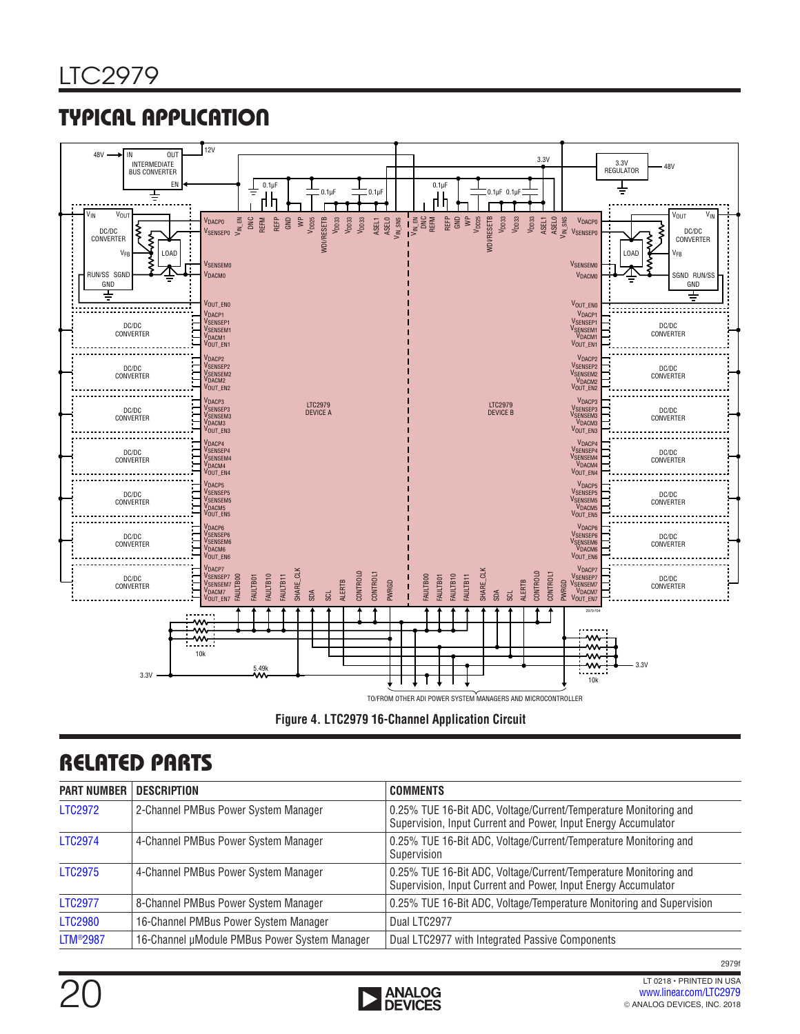## TYPICAL APPLICATION

48V
IN
OUT
INTERMEDIATE BUS CONVERTER
EN
12V
3.3V
3.3V REGULATOR
48V
0.1µF
0.1µF
0.1µF
0.1µF
0.1µF 0.1µF
DC/DC CONVERTER
LOAD
LTC2979 DEVICE A
LTC2979 DEVICE B
10k
5.49k
3.3V
10k
3.3V
TO/FROM OTHER ADI POWER SYSTEM MANAGERS AND MICROCONTROLLER

**Figure 4. LTC2979 16-Channel Application Circuit**

## RELATED PARTS

| PART NUMBER | DESCRIPTION | COMMENTS |
|---|---|---|
| LTC2972 | 2-Channel PMBus Power System Manager | 0.25% TUE 16-Bit ADC, Voltage/Current/Temperature Monitoring and Supervision, Input Current and Power, Input Energy Accumulator |
| LTC2974 | 4-Channel PMBus Power System Manager | 0.25% TUE 16-Bit ADC, Voltage/Current/Temperature Monitoring and Supervision |
| LTC2975 | 4-Channel PMBus Power System Manager | 0.25% TUE 16-Bit ADC, Voltage/Current/Temperature Monitoring and Supervision, Input Current and Power, Input Energy Accumulator |
| LTC2977 | 8-Channel PMBus Power System Manager | 0.25% TUE 16-Bit ADC, Voltage/Temperature Monitoring and Supervision |
| LTC2980 | 16-Channel PMBus Power System Manager | Dual LTC2977 |
| LTM®2987 | 16-Channel µModule PMBus Power System Manager | Dual LTC2977 with Integrated Passive Components |

LT 0218 • PRINTED IN USA
www.linear.com/LTC2979
© ANALOG DEVICES, INC. 2018